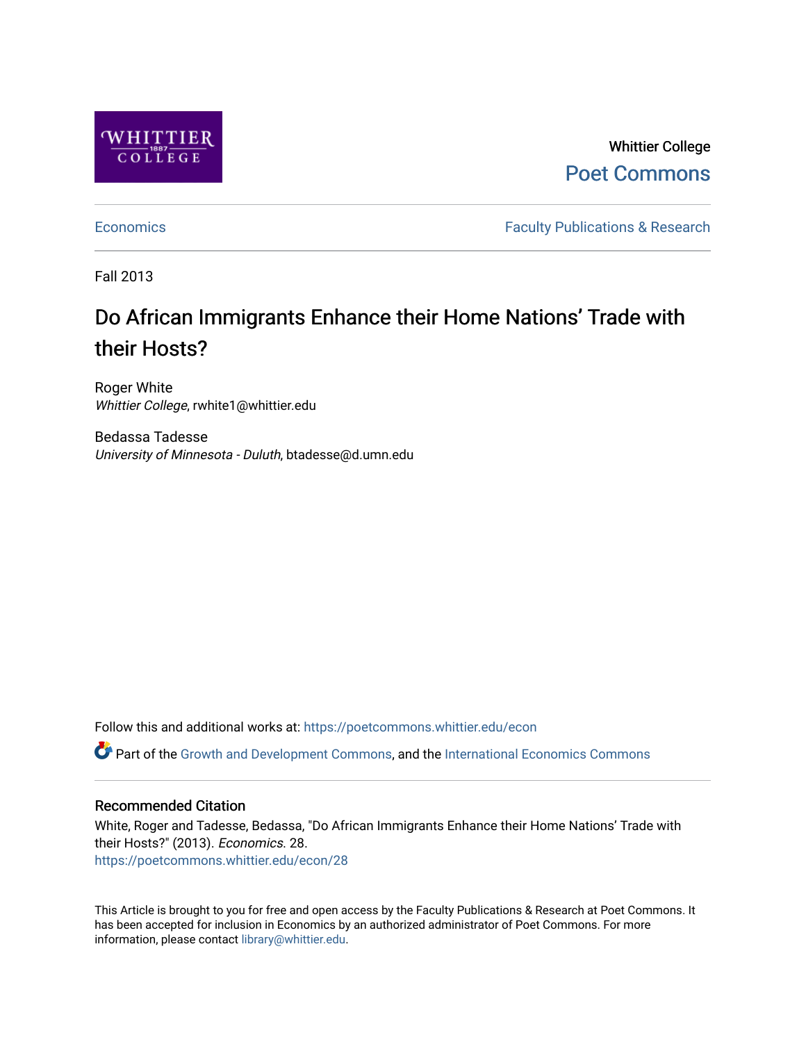Whittier College

Poet Commons

Economics

Faculty Publications & Research

Fall 2013

# Do African Immigrants Enhance their Home Nations' Trade with their Hosts?

Roger White
*Whittier College*, rwhite1@whittier.edu

Bedassa Tadesse
*University of Minnesota - Duluth*, btadesse@d.umn.edu

Follow this and additional works at: https://poetcommons.whittier.edu/econ

Part of the Growth and Development Commons, and the International Economics Commons

## Recommended Citation

White, Roger and Tadesse, Bedassa, "Do African Immigrants Enhance their Home Nations' Trade with their Hosts?" (2013). *Economics*. 28.
https://poetcommons.whittier.edu/econ/28

This Article is brought to you for free and open access by the Faculty Publications & Research at Poet Commons. It has been accepted for inclusion in Economics by an authorized administrator of Poet Commons. For more information, please contact library@whittier.edu.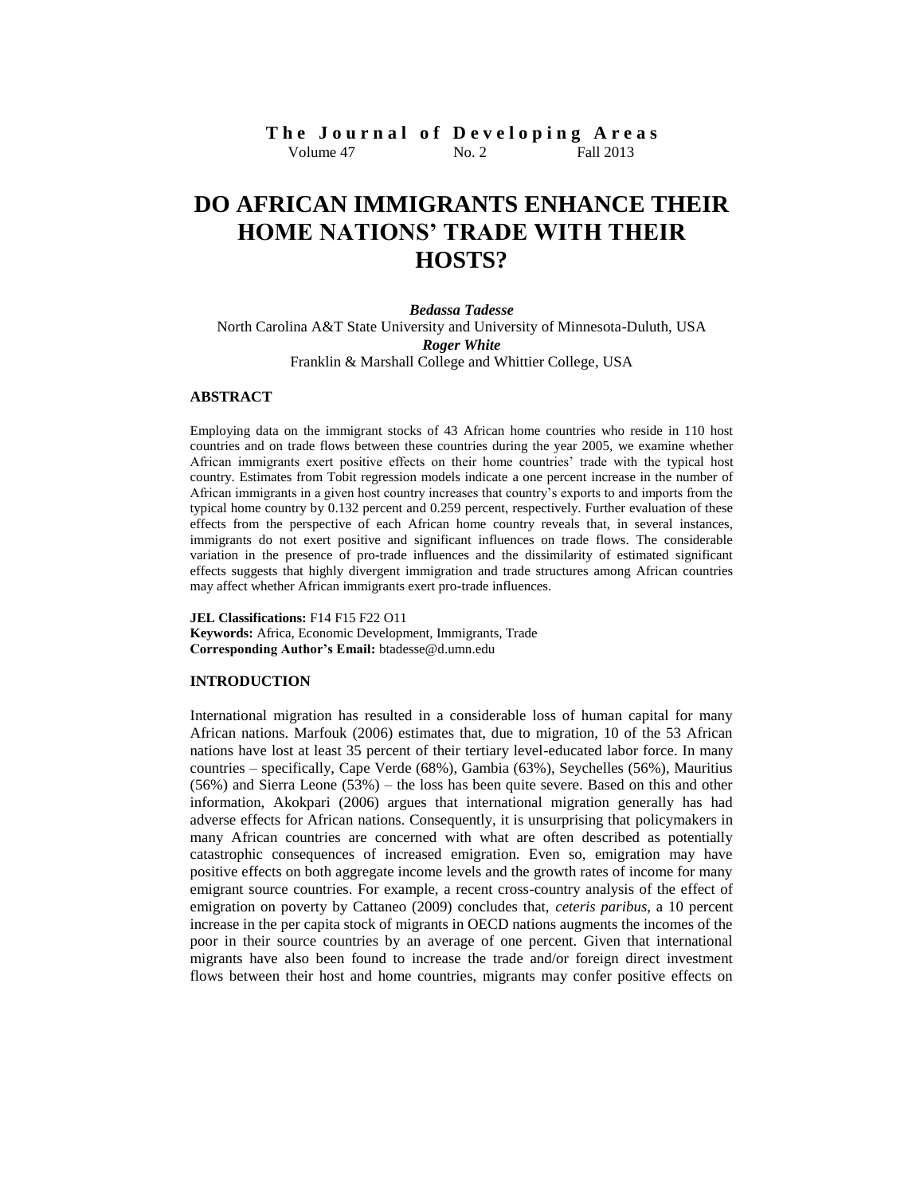**The Journal of Developing Areas**
Volume 47 No. 2 Fall 2013

# DO AFRICAN IMMIGRANTS ENHANCE THEIR HOME NATIONS' TRADE WITH THEIR HOSTS?

***Bedassa Tadesse***
North Carolina A&T State University and University of Minnesota-Duluth, USA
***Roger White***
Franklin & Marshall College and Whittier College, USA

## ABSTRACT

Employing data on the immigrant stocks of 43 African home countries who reside in 110 host countries and on trade flows between these countries during the year 2005, we examine whether African immigrants exert positive effects on their home countries' trade with the typical host country. Estimates from Tobit regression models indicate a one percent increase in the number of African immigrants in a given host country increases that country's exports to and imports from the typical home country by 0.132 percent and 0.259 percent, respectively. Further evaluation of these effects from the perspective of each African home country reveals that, in several instances, immigrants do not exert positive and significant influences on trade flows. The considerable variation in the presence of pro-trade influences and the dissimilarity of estimated significant effects suggests that highly divergent immigration and trade structures among African countries may affect whether African immigrants exert pro-trade influences.

**JEL Classifications:** F14 F15 F22 O11
**Keywords:** Africa, Economic Development, Immigrants, Trade
**Corresponding Author's Email:** btadesse@d.umn.edu

## INTRODUCTION

International migration has resulted in a considerable loss of human capital for many African nations. Marfouk (2006) estimates that, due to migration, 10 of the 53 African nations have lost at least 35 percent of their tertiary level-educated labor force. In many countries – specifically, Cape Verde (68%), Gambia (63%), Seychelles (56%), Mauritius (56%) and Sierra Leone (53%) – the loss has been quite severe. Based on this and other information, Akokpari (2006) argues that international migration generally has had adverse effects for African nations. Consequently, it is unsurprising that policymakers in many African countries are concerned with what are often described as potentially catastrophic consequences of increased emigration. Even so, emigration may have positive effects on both aggregate income levels and the growth rates of income for many emigrant source countries. For example, a recent cross-country analysis of the effect of emigration on poverty by Cattaneo (2009) concludes that, *ceteris paribus*, a 10 percent increase in the per capita stock of migrants in OECD nations augments the incomes of the poor in their source countries by an average of one percent. Given that international migrants have also been found to increase the trade and/or foreign direct investment flows between their host and home countries, migrants may confer positive effects on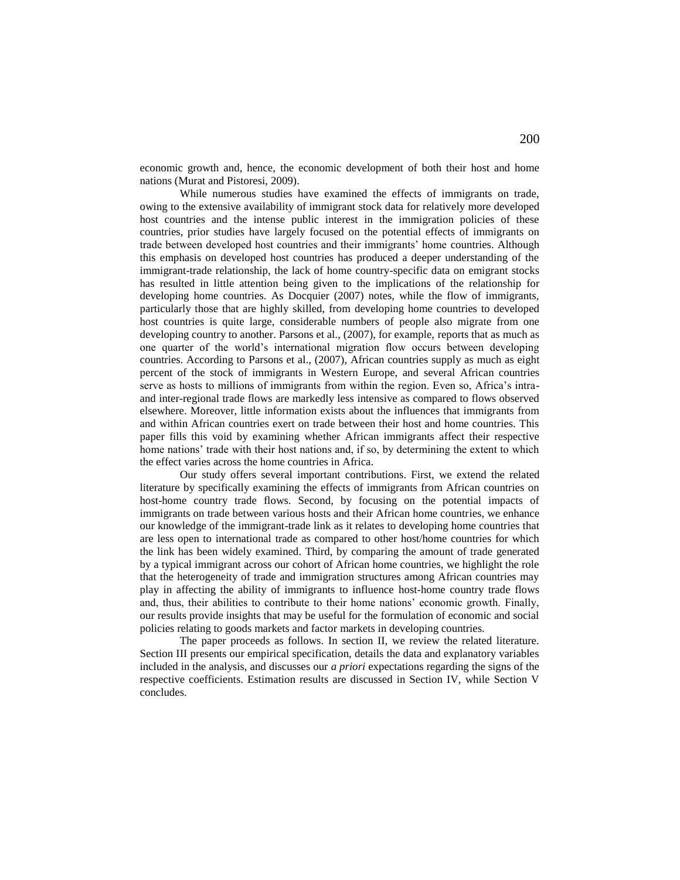economic growth and, hence, the economic development of both their host and home nations (Murat and Pistoresi, 2009).

While numerous studies have examined the effects of immigrants on trade, owing to the extensive availability of immigrant stock data for relatively more developed host countries and the intense public interest in the immigration policies of these countries, prior studies have largely focused on the potential effects of immigrants on trade between developed host countries and their immigrants' home countries. Although this emphasis on developed host countries has produced a deeper understanding of the immigrant-trade relationship, the lack of home country-specific data on emigrant stocks has resulted in little attention being given to the implications of the relationship for developing home countries. As Docquier (2007) notes, while the flow of immigrants, particularly those that are highly skilled, from developing home countries to developed host countries is quite large, considerable numbers of people also migrate from one developing country to another. Parsons et al., (2007), for example, reports that as much as one quarter of the world's international migration flow occurs between developing countries. According to Parsons et al., (2007), African countries supply as much as eight percent of the stock of immigrants in Western Europe, and several African countries serve as hosts to millions of immigrants from within the region. Even so, Africa's intra- and inter-regional trade flows are markedly less intensive as compared to flows observed elsewhere. Moreover, little information exists about the influences that immigrants from and within African countries exert on trade between their host and home countries. This paper fills this void by examining whether African immigrants affect their respective home nations' trade with their host nations and, if so, by determining the extent to which the effect varies across the home countries in Africa.

Our study offers several important contributions. First, we extend the related literature by specifically examining the effects of immigrants from African countries on host-home country trade flows. Second, by focusing on the potential impacts of immigrants on trade between various hosts and their African home countries, we enhance our knowledge of the immigrant-trade link as it relates to developing home countries that are less open to international trade as compared to other host/home countries for which the link has been widely examined. Third, by comparing the amount of trade generated by a typical immigrant across our cohort of African home countries, we highlight the role that the heterogeneity of trade and immigration structures among African countries may play in affecting the ability of immigrants to influence host-home country trade flows and, thus, their abilities to contribute to their home nations' economic growth. Finally, our results provide insights that may be useful for the formulation of economic and social policies relating to goods markets and factor markets in developing countries.

The paper proceeds as follows. In section II, we review the related literature. Section III presents our empirical specification, details the data and explanatory variables included in the analysis, and discusses our *a priori* expectations regarding the signs of the respective coefficients. Estimation results are discussed in Section IV, while Section V concludes.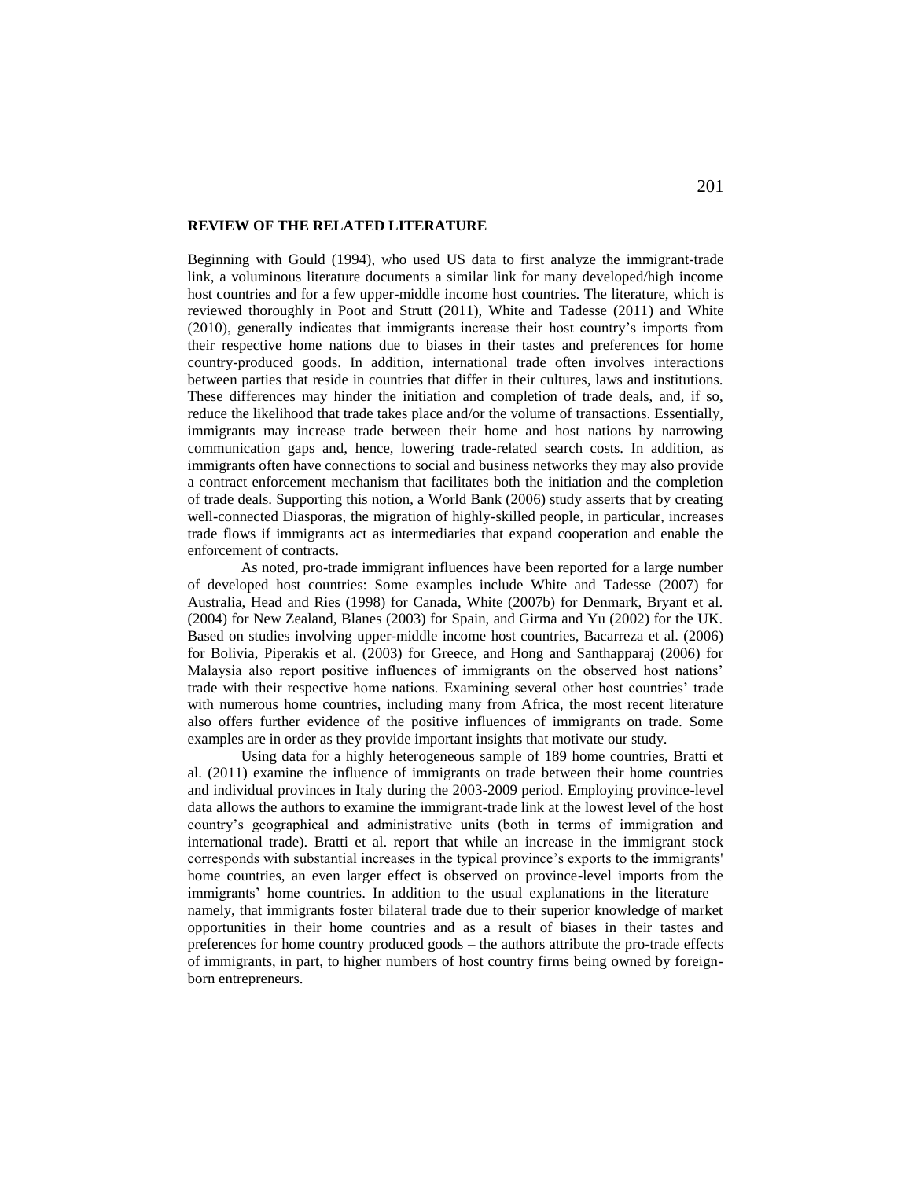## REVIEW OF THE RELATED LITERATURE

Beginning with Gould (1994), who used US data to first analyze the immigrant-trade link, a voluminous literature documents a similar link for many developed/high income host countries and for a few upper-middle income host countries. The literature, which is reviewed thoroughly in Poot and Strutt (2011), White and Tadesse (2011) and White (2010), generally indicates that immigrants increase their host country's imports from their respective home nations due to biases in their tastes and preferences for home country-produced goods. In addition, international trade often involves interactions between parties that reside in countries that differ in their cultures, laws and institutions. These differences may hinder the initiation and completion of trade deals, and, if so, reduce the likelihood that trade takes place and/or the volume of transactions. Essentially, immigrants may increase trade between their home and host nations by narrowing communication gaps and, hence, lowering trade-related search costs. In addition, as immigrants often have connections to social and business networks they may also provide a contract enforcement mechanism that facilitates both the initiation and the completion of trade deals. Supporting this notion, a World Bank (2006) study asserts that by creating well-connected Diasporas, the migration of highly-skilled people, in particular, increases trade flows if immigrants act as intermediaries that expand cooperation and enable the enforcement of contracts.

As noted, pro-trade immigrant influences have been reported for a large number of developed host countries: Some examples include White and Tadesse (2007) for Australia, Head and Ries (1998) for Canada, White (2007b) for Denmark, Bryant et al. (2004) for New Zealand, Blanes (2003) for Spain, and Girma and Yu (2002) for the UK. Based on studies involving upper-middle income host countries, Bacarreza et al. (2006) for Bolivia, Piperakis et al. (2003) for Greece, and Hong and Santhapparaj (2006) for Malaysia also report positive influences of immigrants on the observed host nations' trade with their respective home nations. Examining several other host countries' trade with numerous home countries, including many from Africa, the most recent literature also offers further evidence of the positive influences of immigrants on trade. Some examples are in order as they provide important insights that motivate our study.

Using data for a highly heterogeneous sample of 189 home countries, Bratti et al. (2011) examine the influence of immigrants on trade between their home countries and individual provinces in Italy during the 2003-2009 period. Employing province-level data allows the authors to examine the immigrant-trade link at the lowest level of the host country's geographical and administrative units (both in terms of immigration and international trade). Bratti et al. report that while an increase in the immigrant stock corresponds with substantial increases in the typical province's exports to the immigrants' home countries, an even larger effect is observed on province-level imports from the immigrants' home countries. In addition to the usual explanations in the literature – namely, that immigrants foster bilateral trade due to their superior knowledge of market opportunities in their home countries and as a result of biases in their tastes and preferences for home country produced goods – the authors attribute the pro-trade effects of immigrants, in part, to higher numbers of host country firms being owned by foreign-born entrepreneurs.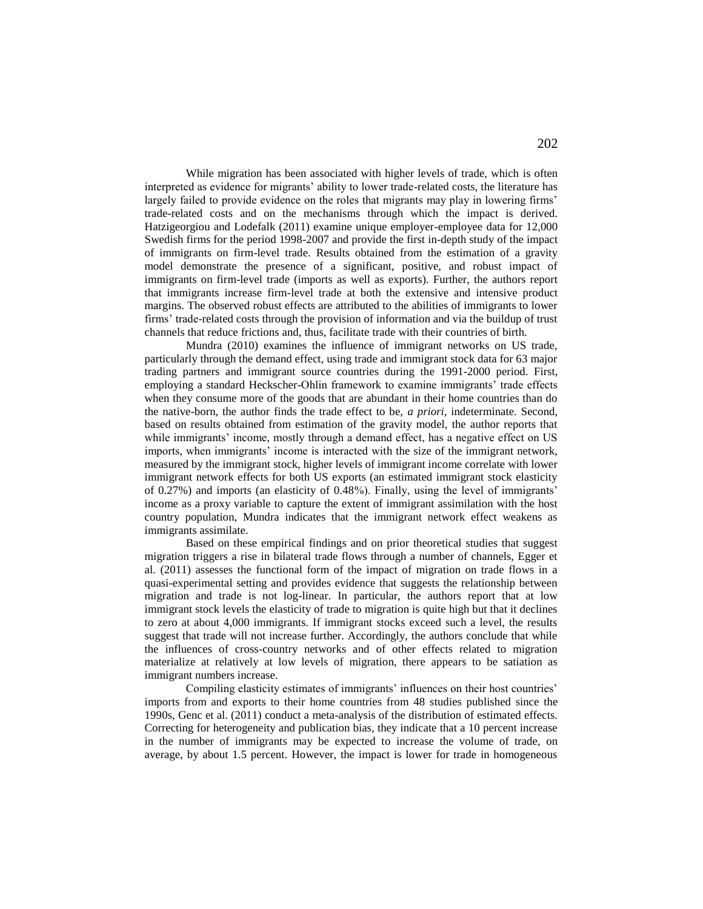While migration has been associated with higher levels of trade, which is often interpreted as evidence for migrants' ability to lower trade-related costs, the literature has largely failed to provide evidence on the roles that migrants may play in lowering firms' trade-related costs and on the mechanisms through which the impact is derived. Hatzigeorgiou and Lodefalk (2011) examine unique employer-employee data for 12,000 Swedish firms for the period 1998-2007 and provide the first in-depth study of the impact of immigrants on firm-level trade. Results obtained from the estimation of a gravity model demonstrate the presence of a significant, positive, and robust impact of immigrants on firm-level trade (imports as well as exports). Further, the authors report that immigrants increase firm-level trade at both the extensive and intensive product margins. The observed robust effects are attributed to the abilities of immigrants to lower firms' trade-related costs through the provision of information and via the buildup of trust channels that reduce frictions and, thus, facilitate trade with their countries of birth.

Mundra (2010) examines the influence of immigrant networks on US trade, particularly through the demand effect, using trade and immigrant stock data for 63 major trading partners and immigrant source countries during the 1991-2000 period. First, employing a standard Heckscher-Ohlin framework to examine immigrants' trade effects when they consume more of the goods that are abundant in their home countries than do the native-born, the author finds the trade effect to be, *a priori*, indeterminate. Second, based on results obtained from estimation of the gravity model, the author reports that while immigrants' income, mostly through a demand effect, has a negative effect on US imports, when immigrants' income is interacted with the size of the immigrant network, measured by the immigrant stock, higher levels of immigrant income correlate with lower immigrant network effects for both US exports (an estimated immigrant stock elasticity of 0.27%) and imports (an elasticity of 0.48%). Finally, using the level of immigrants' income as a proxy variable to capture the extent of immigrant assimilation with the host country population, Mundra indicates that the immigrant network effect weakens as immigrants assimilate.

Based on these empirical findings and on prior theoretical studies that suggest migration triggers a rise in bilateral trade flows through a number of channels, Egger et al. (2011) assesses the functional form of the impact of migration on trade flows in a quasi-experimental setting and provides evidence that suggests the relationship between migration and trade is not log-linear. In particular, the authors report that at low immigrant stock levels the elasticity of trade to migration is quite high but that it declines to zero at about 4,000 immigrants. If immigrant stocks exceed such a level, the results suggest that trade will not increase further. Accordingly, the authors conclude that while the influences of cross-country networks and of other effects related to migration materialize at relatively at low levels of migration, there appears to be satiation as immigrant numbers increase.

Compiling elasticity estimates of immigrants' influences on their host countries' imports from and exports to their home countries from 48 studies published since the 1990s, Genc et al. (2011) conduct a meta-analysis of the distribution of estimated effects. Correcting for heterogeneity and publication bias, they indicate that a 10 percent increase in the number of immigrants may be expected to increase the volume of trade, on average, by about 1.5 percent. However, the impact is lower for trade in homogeneous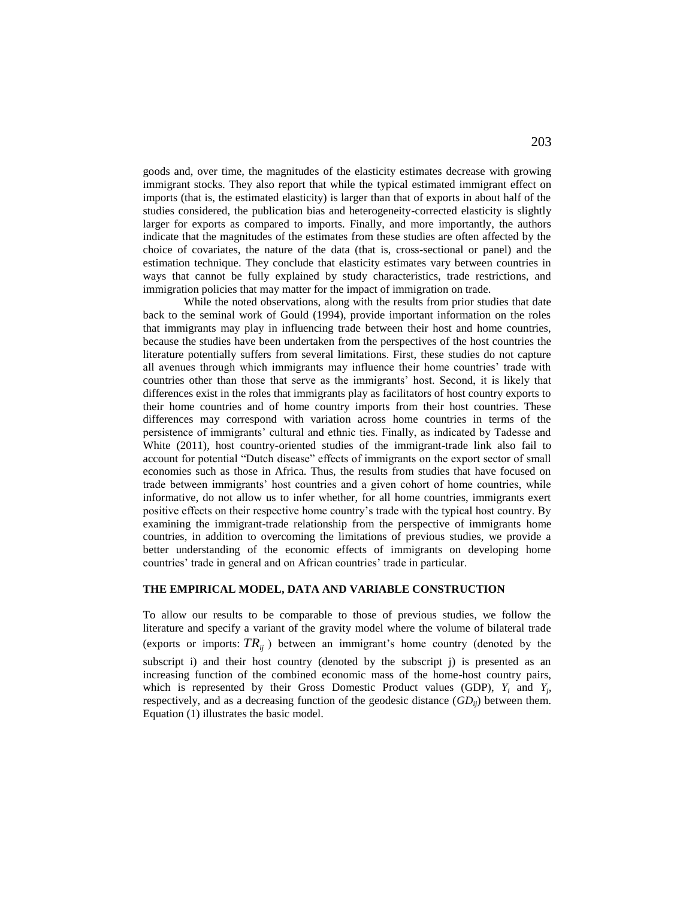goods and, over time, the magnitudes of the elasticity estimates decrease with growing immigrant stocks. They also report that while the typical estimated immigrant effect on imports (that is, the estimated elasticity) is larger than that of exports in about half of the studies considered, the publication bias and heterogeneity-corrected elasticity is slightly larger for exports as compared to imports. Finally, and more importantly, the authors indicate that the magnitudes of the estimates from these studies are often affected by the choice of covariates, the nature of the data (that is, cross-sectional or panel) and the estimation technique. They conclude that elasticity estimates vary between countries in ways that cannot be fully explained by study characteristics, trade restrictions, and immigration policies that may matter for the impact of immigration on trade.

While the noted observations, along with the results from prior studies that date back to the seminal work of Gould (1994), provide important information on the roles that immigrants may play in influencing trade between their host and home countries, because the studies have been undertaken from the perspectives of the host countries the literature potentially suffers from several limitations. First, these studies do not capture all avenues through which immigrants may influence their home countries' trade with countries other than those that serve as the immigrants' host. Second, it is likely that differences exist in the roles that immigrants play as facilitators of host country exports to their home countries and of home country imports from their host countries. These differences may correspond with variation across home countries in terms of the persistence of immigrants' cultural and ethnic ties. Finally, as indicated by Tadesse and White (2011), host country-oriented studies of the immigrant-trade link also fail to account for potential "Dutch disease" effects of immigrants on the export sector of small economies such as those in Africa. Thus, the results from studies that have focused on trade between immigrants' host countries and a given cohort of home countries, while informative, do not allow us to infer whether, for all home countries, immigrants exert positive effects on their respective home country's trade with the typical host country. By examining the immigrant-trade relationship from the perspective of immigrants home countries, in addition to overcoming the limitations of previous studies, we provide a better understanding of the economic effects of immigrants on developing home countries' trade in general and on African countries' trade in particular.

## THE EMPIRICAL MODEL, DATA AND VARIABLE CONSTRUCTION

To allow our results to be comparable to those of previous studies, we follow the literature and specify a variant of the gravity model where the volume of bilateral trade (exports or imports: $TR_{ij}$ ) between an immigrant's home country (denoted by the subscript i) and their host country (denoted by the subscript j) is presented as an increasing function of the combined economic mass of the home-host country pairs, which is represented by their Gross Domestic Product values (GDP), $Y_i$ and $Y_j$, respectively, and as a decreasing function of the geodesic distance ($GD_{ij}$) between them. Equation (1) illustrates the basic model.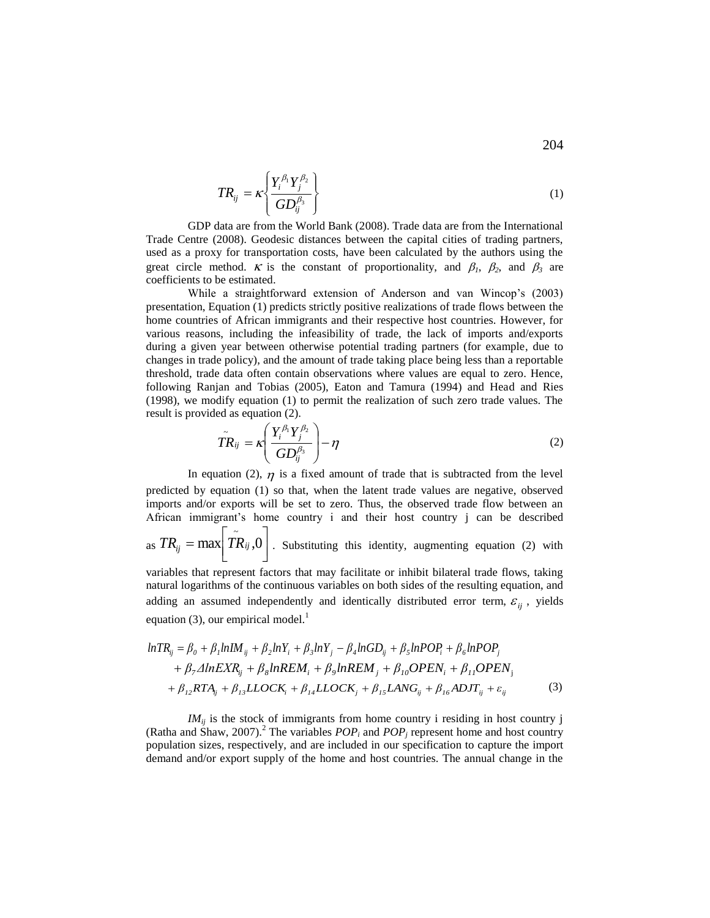$$TR_{ij} = \kappa \left\{ \frac{Y_i^{\beta_1} Y_j^{\beta_2}}{GD_{ij}^{\beta_3}} \right\} \tag{1}$$

GDP data are from the World Bank (2008). Trade data are from the International Trade Centre (2008). Geodesic distances between the capital cities of trading partners, used as a proxy for transportation costs, have been calculated by the authors using the great circle method. $\kappa$ is the constant of proportionality, and $\beta_1$, $\beta_2$, and $\beta_3$ are coefficients to be estimated.

While a straightforward extension of Anderson and van Wincop's (2003) presentation, Equation (1) predicts strictly positive realizations of trade flows between the home countries of African immigrants and their respective host countries. However, for various reasons, including the infeasibility of trade, the lack of imports and/exports during a given year between otherwise potential trading partners (for example, due to changes in trade policy), and the amount of trade taking place being less than a reportable threshold, trade data often contain observations where values are equal to zero. Hence, following Ranjan and Tobias (2005), Eaton and Tamura (1994) and Head and Ries (1998), we modify equation (1) to permit the realization of such zero trade values. The result is provided as equation (2).

$$\tilde{TR}_{ij} = \kappa \left( \frac{Y_i^{\beta_1} Y_j^{\beta_2}}{GD_{ij}^{\beta_3}} \right) - \eta \tag{2}$$

In equation (2), $\eta$ is a fixed amount of trade that is subtracted from the level predicted by equation (1) so that, when the latent trade values are negative, observed imports and/or exports will be set to zero. Thus, the observed trade flow between an African immigrant's home country i and their host country j can be described as $TR_{ij} = \max\left[\tilde{TR}_{ij}, 0\right]$. Substituting this identity, augmenting equation (2) with variables that represent factors that may facilitate or inhibit bilateral trade flows, taking natural logarithms of the continuous variables on both sides of the resulting equation, and adding an assumed independently and identically distributed error term, $\varepsilon_{ij}$, yields equation (3), our empirical model.[1]

$$\begin{aligned} lnTR_{ij} = \beta_0 + \beta_1 lnIM_{ij} + \beta_2 lnY_i + \beta_3 lnY_j - \beta_4 lnGD_{ij} + \beta_5 lnPOP_i + \beta_6 lnPOP_j \\ + \beta_7 \Delta lnEXR_{ij} + \beta_8 lnREM_i + \beta_9 lnREM_j + \beta_{10} OPEN_i + \beta_{11} OPEN_j \\ + \beta_{12} RTA_{ij} + \beta_{13} LLOCK_i + \beta_{14} LLOCK_j + \beta_{15} LANG_{ij} + \beta_{16} ADJT_{ij} + \varepsilon_{ij} \end{aligned} \tag{3}$$

$IM_{ij}$ is the stock of immigrants from home country i residing in host country j (Ratha and Shaw, 2007).[2] The variables $POP_i$ and $POP_j$ represent home and host country population sizes, respectively, and are included in our specification to capture the import demand and/or export supply of the home and host countries. The annual change in the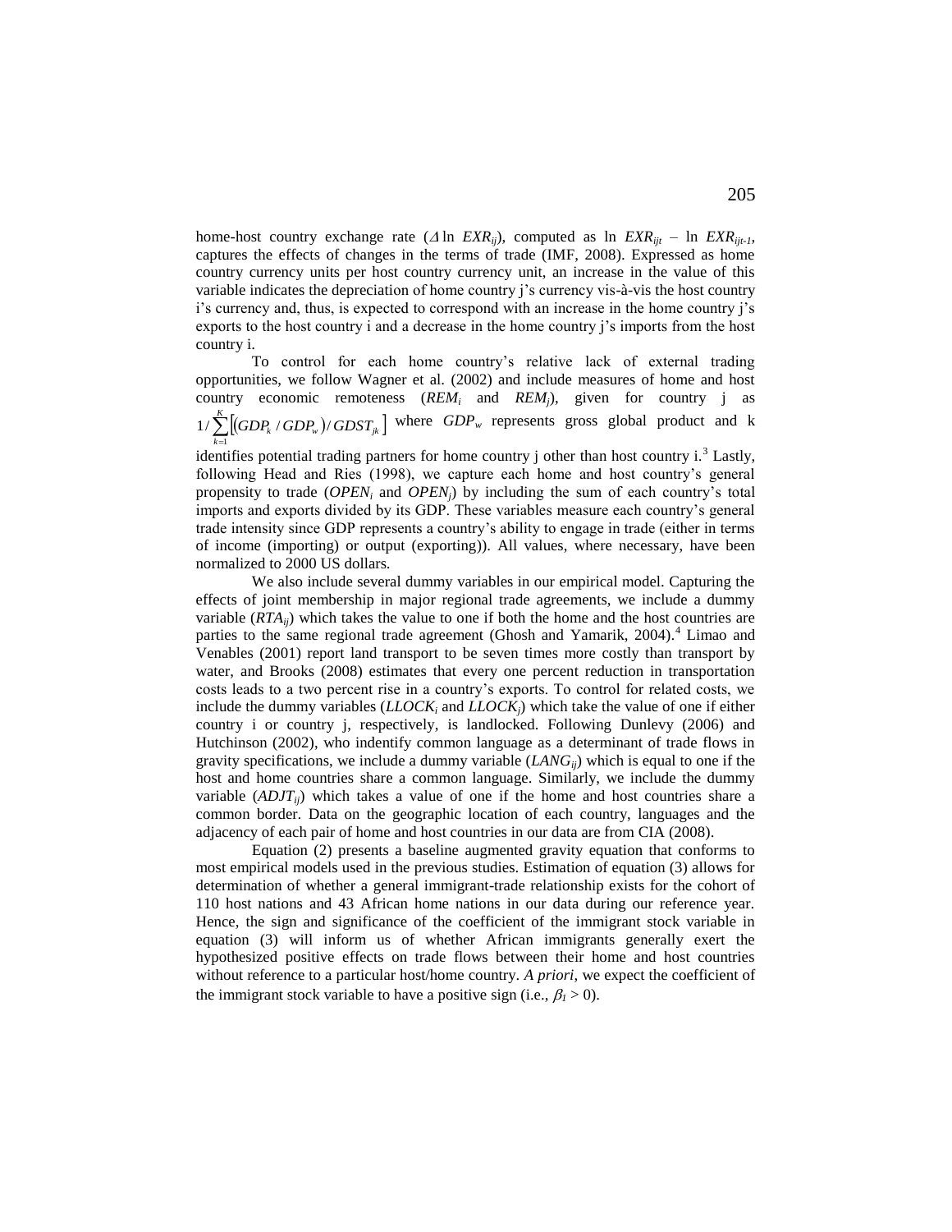home-host country exchange rate ($\Delta \ln EXR_{ij}$), computed as $\ln EXR_{ijt} - \ln EXR_{ijt-1}$, captures the effects of changes in the terms of trade (IMF, 2008). Expressed as home country currency units per host country currency unit, an increase in the value of this variable indicates the depreciation of home country j's currency vis-à-vis the host country i's currency and, thus, is expected to correspond with an increase in the home country j's exports to the host country i and a decrease in the home country j's imports from the host country i.

To control for each home country's relative lack of external trading opportunities, we follow Wagner et al. (2002) and include measures of home and host country economic remoteness ($REM_i$ and $REM_j$), given for country j as $1/\sum_{k=1}^{K}\left[\left(GDP_k / GDP_w\right)/GDST_{jk}\right]$ where $GDP_w$ represents gross global product and k identifies potential trading partners for home country j other than host country i.[3] Lastly, following Head and Ries (1998), we capture each home and host country's general propensity to trade ($OPEN_i$ and $OPEN_j$) by including the sum of each country's total imports and exports divided by its GDP. These variables measure each country's general trade intensity since GDP represents a country's ability to engage in trade (either in terms of income (importing) or output (exporting)). All values, where necessary, have been normalized to 2000 US dollars.

We also include several dummy variables in our empirical model. Capturing the effects of joint membership in major regional trade agreements, we include a dummy variable ($RTA_{ij}$) which takes the value to one if both the home and the host countries are parties to the same regional trade agreement (Ghosh and Yamarik, 2004).[4] Limao and Venables (2001) report land transport to be seven times more costly than transport by water, and Brooks (2008) estimates that every one percent reduction in transportation costs leads to a two percent rise in a country's exports. To control for related costs, we include the dummy variables ($LLOCK_i$ and $LLOCK_j$) which take the value of one if either country i or country j, respectively, is landlocked. Following Dunlevy (2006) and Hutchinson (2002), who indentify common language as a determinant of trade flows in gravity specifications, we include a dummy variable ($LANG_{ij}$) which is equal to one if the host and home countries share a common language. Similarly, we include the dummy variable ($ADJT_{ij}$) which takes a value of one if the home and host countries share a common border. Data on the geographic location of each country, languages and the adjacency of each pair of home and host countries in our data are from CIA (2008).

Equation (2) presents a baseline augmented gravity equation that conforms to most empirical models used in the previous studies. Estimation of equation (3) allows for determination of whether a general immigrant-trade relationship exists for the cohort of 110 host nations and 43 African home nations in our data during our reference year. Hence, the sign and significance of the coefficient of the immigrant stock variable in equation (3) will inform us of whether African immigrants generally exert the hypothesized positive effects on trade flows between their home and host countries without reference to a particular host/home country. *A priori*, we expect the coefficient of the immigrant stock variable to have a positive sign (i.e., $\beta_1 > 0$).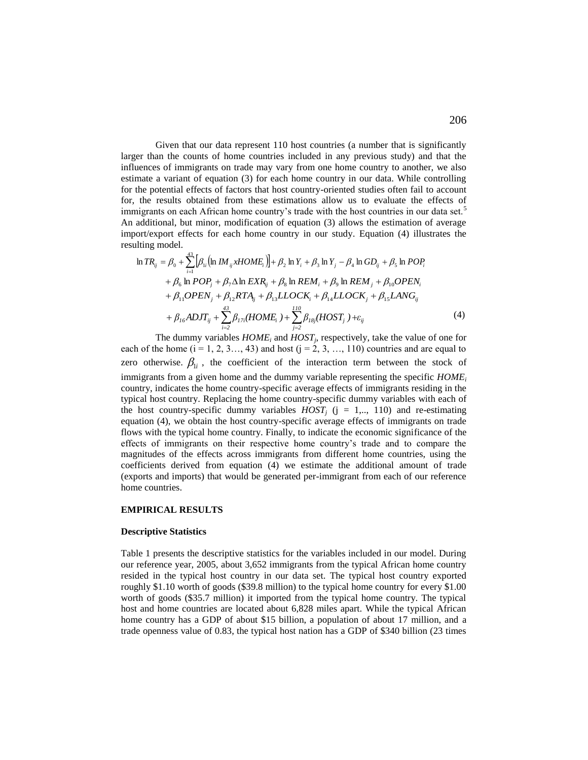Given that our data represent 110 host countries (a number that is significantly larger than the counts of home countries included in any previous study) and that the influences of immigrants on trade may vary from one home country to another, we also estimate a variant of equation (3) for each home country in our data. While controlling for the potential effects of factors that host country-oriented studies often fail to account for, the results obtained from these estimations allow us to evaluate the effects of immigrants on each African home country's trade with the host countries in our data set.[5] An additional, but minor, modification of equation (3) allows the estimation of average import/export effects for each home country in our study. Equation (4) illustrates the resulting model.

$$
\begin{aligned}
\ln TR_{ij} = \beta_0 &+ \sum_{i=1}^{43}\left[\beta_{1i}\left(\ln IM_{ij} xHOME_i\right)\right] + \beta_2 \ln Y_i + \beta_3 \ln Y_j - \beta_4 \ln GD_{ij} + \beta_5 \ln POP_i \\
&+ \beta_6 \ln POP_j + \beta_7 \Delta \ln EXR_{ij} + \beta_8 \ln REM_i + \beta_9 \ln REM_j + \beta_{10} OPEN_i \\
&+ \beta_{11} OPEN_j + \beta_{12} RTA_{ij} + \beta_{13} LLOCK_i + \beta_{14} LLOCK_j + \beta_{15} LANG_{ij} \\
&+ \beta_{16} ADJT_{ij} + \sum_{i=2}^{43} \beta_{17i}(HOME_i) + \sum_{j=2}^{110} \beta_{18j}(HOST_j) + \varepsilon_{ij}
\end{aligned} \tag{4}
$$

The dummy variables $HOME_i$ and $HOST_j$, respectively, take the value of one for each of the home ($i = 1, 2, 3\ldots, 43$) and host ($j = 2, 3, \ldots, 110$) countries and are equal to zero otherwise. $\beta_{1i}$, the coefficient of the interaction term between the stock of immigrants from a given home and the dummy variable representing the specific $HOME_i$ country, indicates the home country-specific average effects of immigrants residing in the typical host country. Replacing the home country-specific dummy variables with each of the host country-specific dummy variables $HOST_j$ ($j = 1,.., 110$) and re-estimating equation (4), we obtain the host country-specific average effects of immigrants on trade flows with the typical home country. Finally, to indicate the economic significance of the effects of immigrants on their respective home country's trade and to compare the magnitudes of the effects across immigrants from different home countries, using the coefficients derived from equation (4) we estimate the additional amount of trade (exports and imports) that would be generated per-immigrant from each of our reference home countries.

## EMPIRICAL RESULTS

### Descriptive Statistics

Table 1 presents the descriptive statistics for the variables included in our model. During our reference year, 2005, about 3,652 immigrants from the typical African home country resided in the typical host country in our data set. The typical host country exported roughly \$1.10 worth of goods (\$39.8 million) to the typical home country for every \$1.00 worth of goods (\$35.7 million) it imported from the typical home country. The typical host and home countries are located about 6,828 miles apart. While the typical African home country has a GDP of about \$15 billion, a population of about 17 million, and a trade openness value of 0.83, the typical host nation has a GDP of \$340 billion (23 times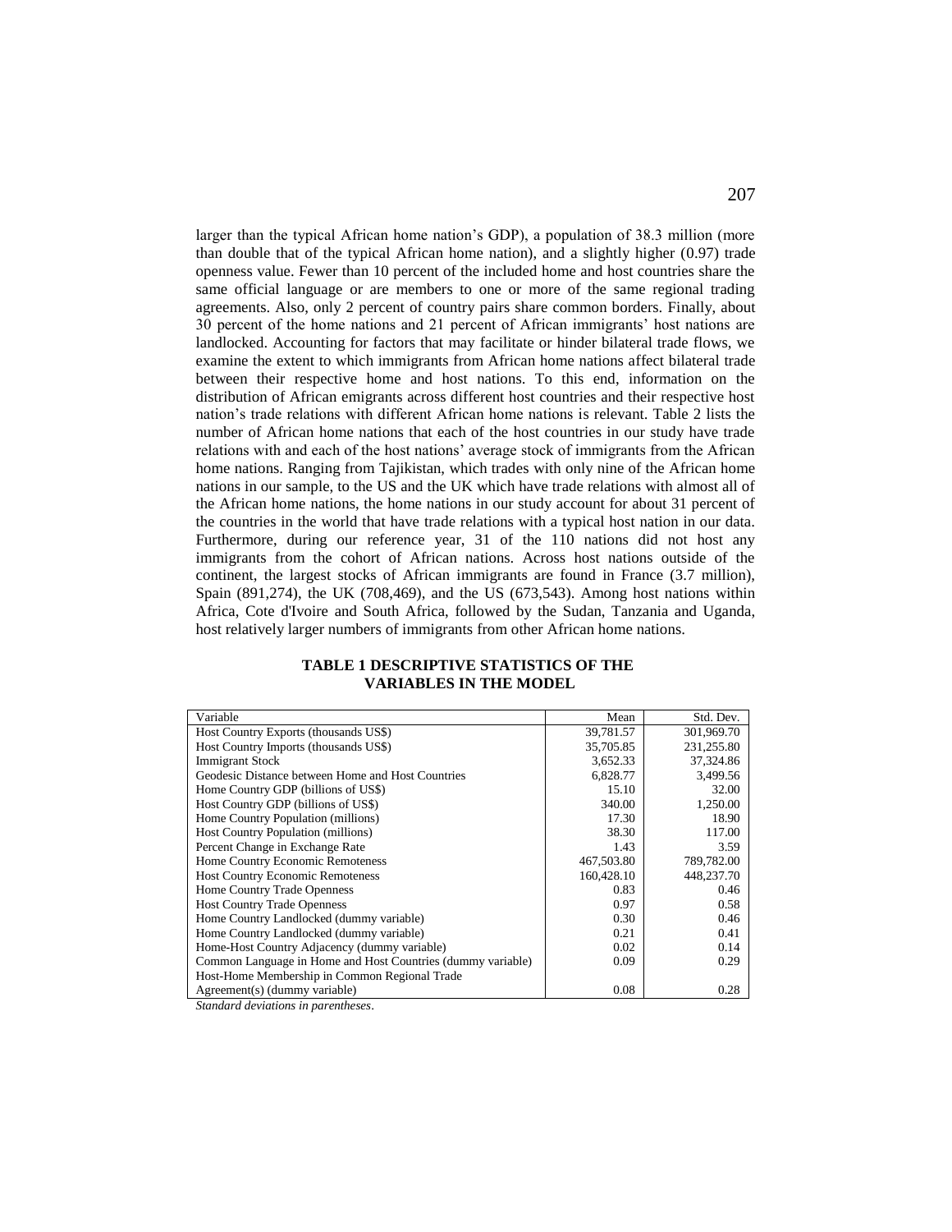larger than the typical African home nation's GDP), a population of 38.3 million (more than double that of the typical African home nation), and a slightly higher (0.97) trade openness value. Fewer than 10 percent of the included home and host countries share the same official language or are members to one or more of the same regional trading agreements. Also, only 2 percent of country pairs share common borders. Finally, about 30 percent of the home nations and 21 percent of African immigrants' host nations are landlocked. Accounting for factors that may facilitate or hinder bilateral trade flows, we examine the extent to which immigrants from African home nations affect bilateral trade between their respective home and host nations. To this end, information on the distribution of African emigrants across different host countries and their respective host nation's trade relations with different African home nations is relevant. Table 2 lists the number of African home nations that each of the host countries in our study have trade relations with and each of the host nations' average stock of immigrants from the African home nations. Ranging from Tajikistan, which trades with only nine of the African home nations in our sample, to the US and the UK which have trade relations with almost all of the African home nations, the home nations in our study account for about 31 percent of the countries in the world that have trade relations with a typical host nation in our data. Furthermore, during our reference year, 31 of the 110 nations did not host any immigrants from the cohort of African nations. Across host nations outside of the continent, the largest stocks of African immigrants are found in France (3.7 million), Spain (891,274), the UK (708,469), and the US (673,543). Among host nations within Africa, Cote d'Ivoire and South Africa, followed by the Sudan, Tanzania and Uganda, host relatively larger numbers of immigrants from other African home nations.

**TABLE 1 DESCRIPTIVE STATISTICS OF THE VARIABLES IN THE MODEL**

| Variable | Mean | Std. Dev. |
|---|---|---|
| Host Country Exports (thousands US$) | 39,781.57 | 301,969.70 |
| Host Country Imports (thousands US$) | 35,705.85 | 231,255.80 |
| Immigrant Stock | 3,652.33 | 37,324.86 |
| Geodesic Distance between Home and Host Countries | 6,828.77 | 3,499.56 |
| Home Country GDP (billions of US$) | 15.10 | 32.00 |
| Host Country GDP (billions of US$) | 340.00 | 1,250.00 |
| Home Country Population (millions) | 17.30 | 18.90 |
| Host Country Population (millions) | 38.30 | 117.00 |
| Percent Change in Exchange Rate | 1.43 | 3.59 |
| Home Country Economic Remoteness | 467,503.80 | 789,782.00 |
| Host Country Economic Remoteness | 160,428.10 | 448,237.70 |
| Home Country Trade Openness | 0.83 | 0.46 |
| Host Country Trade Openness | 0.97 | 0.58 |
| Home Country Landlocked (dummy variable) | 0.30 | 0.46 |
| Home Country Landlocked (dummy variable) | 0.21 | 0.41 |
| Home-Host Country Adjacency (dummy variable) | 0.02 | 0.14 |
| Common Language in Home and Host Countries (dummy variable) | 0.09 | 0.29 |
| Host-Home Membership in Common Regional Trade Agreement(s) (dummy variable) | 0.08 | 0.28 |

*Standard deviations in parentheses*.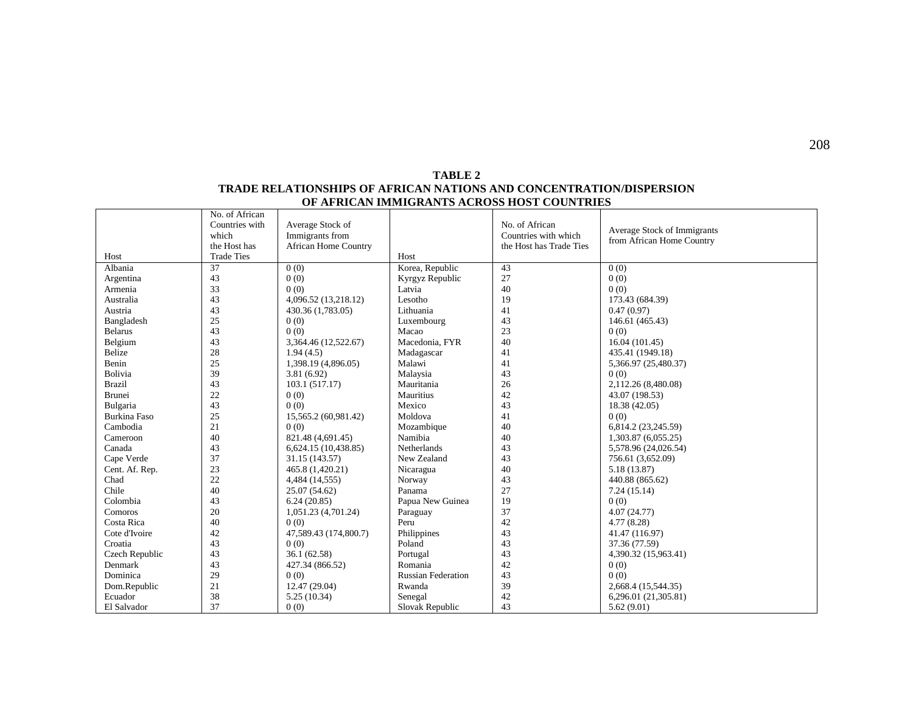**TABLE 2**
**TRADE RELATIONSHIPS OF AFRICAN NATIONS AND CONCENTRATION/DISPERSION OF AFRICAN IMMIGRANTS ACROSS HOST COUNTRIES**

| Host | No. of African Countries with which the Host has Trade Ties | Average Stock of Immigrants from African Home Country | Host | No. of African Countries with which the Host has Trade Ties | Average Stock of Immigrants from African Home Country |
|---|---|---|---|---|---|
| Albania | 37 | 0 (0) | Korea, Republic | 43 | 0 (0) |
| Argentina | 43 | 0 (0) | Kyrgyz Republic | 27 | 0 (0) |
| Armenia | 33 | 0 (0) | Latvia | 40 | 0 (0) |
| Australia | 43 | 4,096.52 (13,218.12) | Lesotho | 19 | 173.43 (684.39) |
| Austria | 43 | 430.36 (1,783.05) | Lithuania | 41 | 0.47 (0.97) |
| Bangladesh | 25 | 0 (0) | Luxembourg | 43 | 146.61 (465.43) |
| Belarus | 43 | 0 (0) | Macao | 23 | 0 (0) |
| Belgium | 43 | 3,364.46 (12,522.67) | Macedonia, FYR | 40 | 16.04 (101.45) |
| Belize | 28 | 1.94 (4.5) | Madagascar | 41 | 435.41 (1949.18) |
| Benin | 25 | 1,398.19 (4,896.05) | Malawi | 41 | 5,366.97 (25,480.37) |
| Bolivia | 39 | 3.81 (6.92) | Malaysia | 43 | 0 (0) |
| Brazil | 43 | 103.1 (517.17) | Mauritania | 26 | 2,112.26 (8,480.08) |
| Brunei | 22 | 0 (0) | Mauritius | 42 | 43.07 (198.53) |
| Bulgaria | 43 | 0 (0) | Mexico | 43 | 18.38 (42.05) |
| Burkina Faso | 25 | 15,565.2 (60,981.42) | Moldova | 41 | 0 (0) |
| Cambodia | 21 | 0 (0) | Mozambique | 40 | 6,814.2 (23,245.59) |
| Cameroon | 40 | 821.48 (4,691.45) | Namibia | 40 | 1,303.87 (6,055.25) |
| Canada | 43 | 6,624.15 (10,438.85) | Netherlands | 43 | 5,578.96 (24,026.54) |
| Cape Verde | 37 | 31.15 (143.57) | New Zealand | 43 | 756.61 (3,652.09) |
| Cent. Af. Rep. | 23 | 465.8 (1,420.21) | Nicaragua | 40 | 5.18 (13.87) |
| Chad | 22 | 4,484 (14,555) | Norway | 43 | 440.88 (865.62) |
| Chile | 40 | 25.07 (54.62) | Panama | 27 | 7.24 (15.14) |
| Colombia | 43 | 6.24 (20.85) | Papua New Guinea | 19 | 0 (0) |
| Comoros | 20 | 1,051.23 (4,701.24) | Paraguay | 37 | 4.07 (24.77) |
| Costa Rica | 40 | 0 (0) | Peru | 42 | 4.77 (8.28) |
| Cote d'Ivoire | 42 | 47,589.43 (174,800.7) | Philippines | 43 | 41.47 (116.97) |
| Croatia | 43 | 0 (0) | Poland | 43 | 37.36 (77.59) |
| Czech Republic | 43 | 36.1 (62.58) | Portugal | 43 | 4,390.32 (15,963.41) |
| Denmark | 43 | 427.34 (866.52) | Romania | 42 | 0 (0) |
| Dominica | 29 | 0 (0) | Russian Federation | 43 | 0 (0) |
| Dom.Republic | 21 | 12.47 (29.04) | Rwanda | 39 | 2,668.4 (15,544.35) |
| Ecuador | 38 | 5.25 (10.34) | Senegal | 42 | 6,296.01 (21,305.81) |
| El Salvador | 37 | 0 (0) | Slovak Republic | 43 | 5.62 (9.01) |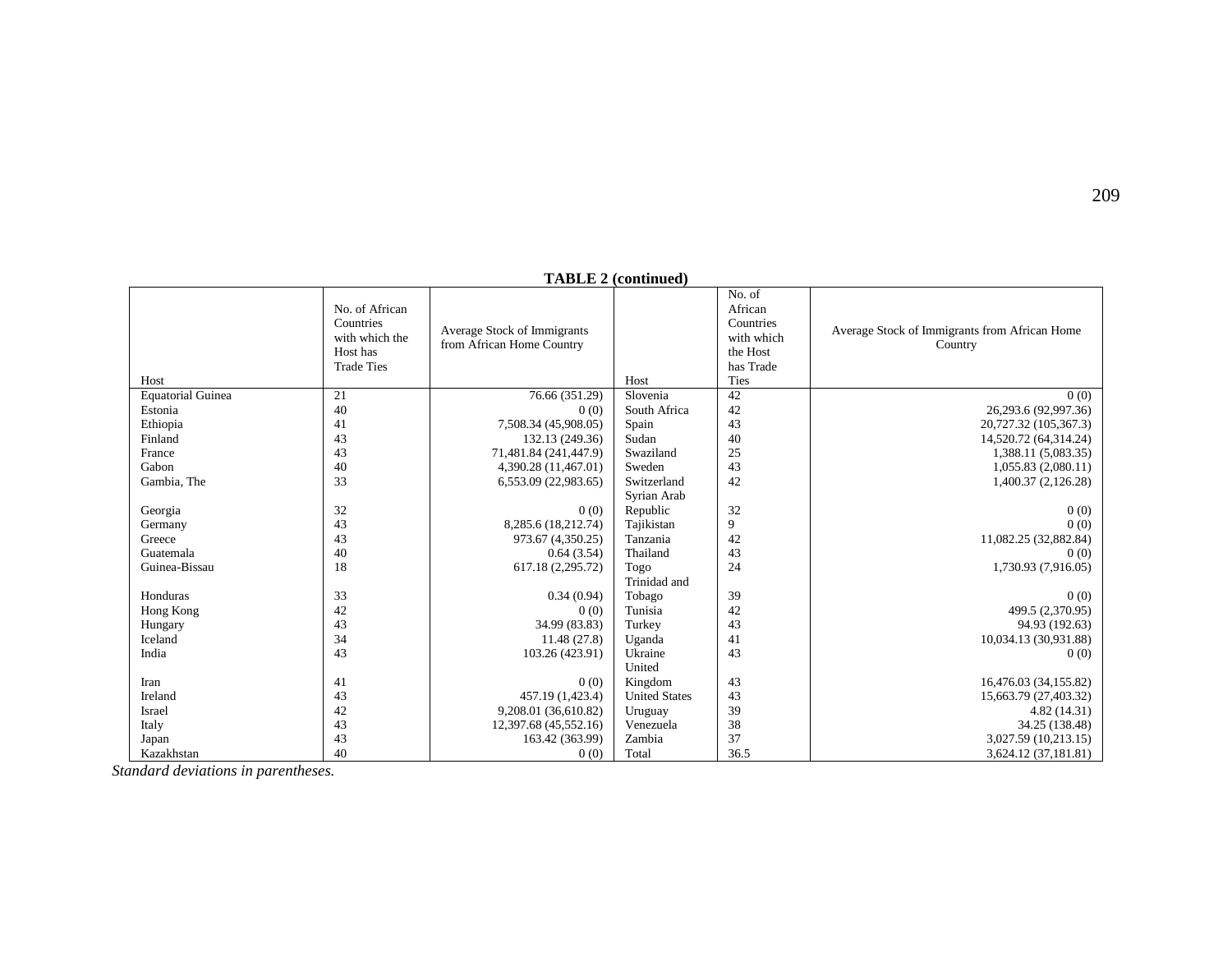**TABLE 2 (continued)**

| Host | No. of African Countries with which the Host has Trade Ties | Average Stock of Immigrants from African Home Country | Host | No. of African Countries with which the Host has Trade Ties | Average Stock of Immigrants from African Home Country |
|---|---|---|---|---|---|
| Equatorial Guinea | 21 | 76.66 (351.29) | Slovenia | 42 | 0 (0) |
| Estonia | 40 | 0 (0) | South Africa | 42 | 26,293.6 (92,997.36) |
| Ethiopia | 41 | 7,508.34 (45,908.05) | Spain | 43 | 20,727.32 (105,367.3) |
| Finland | 43 | 132.13 (249.36) | Sudan | 40 | 14,520.72 (64,314.24) |
| France | 43 | 71,481.84 (241,447.9) | Swaziland | 25 | 1,388.11 (5,083.35) |
| Gabon | 40 | 4,390.28 (11,467.01) | Sweden | 43 | 1,055.83 (2,080.11) |
| Gambia, The | 33 | 6,553.09 (22,983.65) | Switzerland | 42 | 1,400.37 (2,126.28) |
| Georgia | 32 | 0 (0) | Syrian Arab Republic | 32 | 0 (0) |
| Germany | 43 | 8,285.6 (18,212.74) | Tajikistan | 9 | 0 (0) |
| Greece | 43 | 973.67 (4,350.25) | Tanzania | 42 | 11,082.25 (32,882.84) |
| Guatemala | 40 | 0.64 (3.54) | Thailand | 43 | 0 (0) |
| Guinea-Bissau | 18 | 617.18 (2,295.72) | Togo | 24 | 1,730.93 (7,916.05) |
| Honduras | 33 | 0.34 (0.94) | Trinidad and Tobago | 39 | 0 (0) |
| Hong Kong | 42 | 0 (0) | Tunisia | 42 | 499.5 (2,370.95) |
| Hungary | 43 | 34.99 (83.83) | Turkey | 43 | 94.93 (192.63) |
| Iceland | 34 | 11.48 (27.8) | Uganda | 41 | 10,034.13 (30,931.88) |
| India | 43 | 103.26 (423.91) | Ukraine | 43 | 0 (0) |
| Iran | 41 | 0 (0) | United Kingdom | 43 | 16,476.03 (34,155.82) |
| Ireland | 43 | 457.19 (1,423.4) | United States | 43 | 15,663.79 (27,403.32) |
| Israel | 42 | 9,208.01 (36,610.82) | Uruguay | 39 | 4.82 (14.31) |
| Italy | 43 | 12,397.68 (45,552.16) | Venezuela | 38 | 34.25 (138.48) |
| Japan | 43 | 163.42 (363.99) | Zambia | 37 | 3,027.59 (10,213.15) |
| Kazakhstan | 40 | 0 (0) | Total | 36.5 | 3,624.12 (37,181.81) |

*Standard deviations in parentheses.*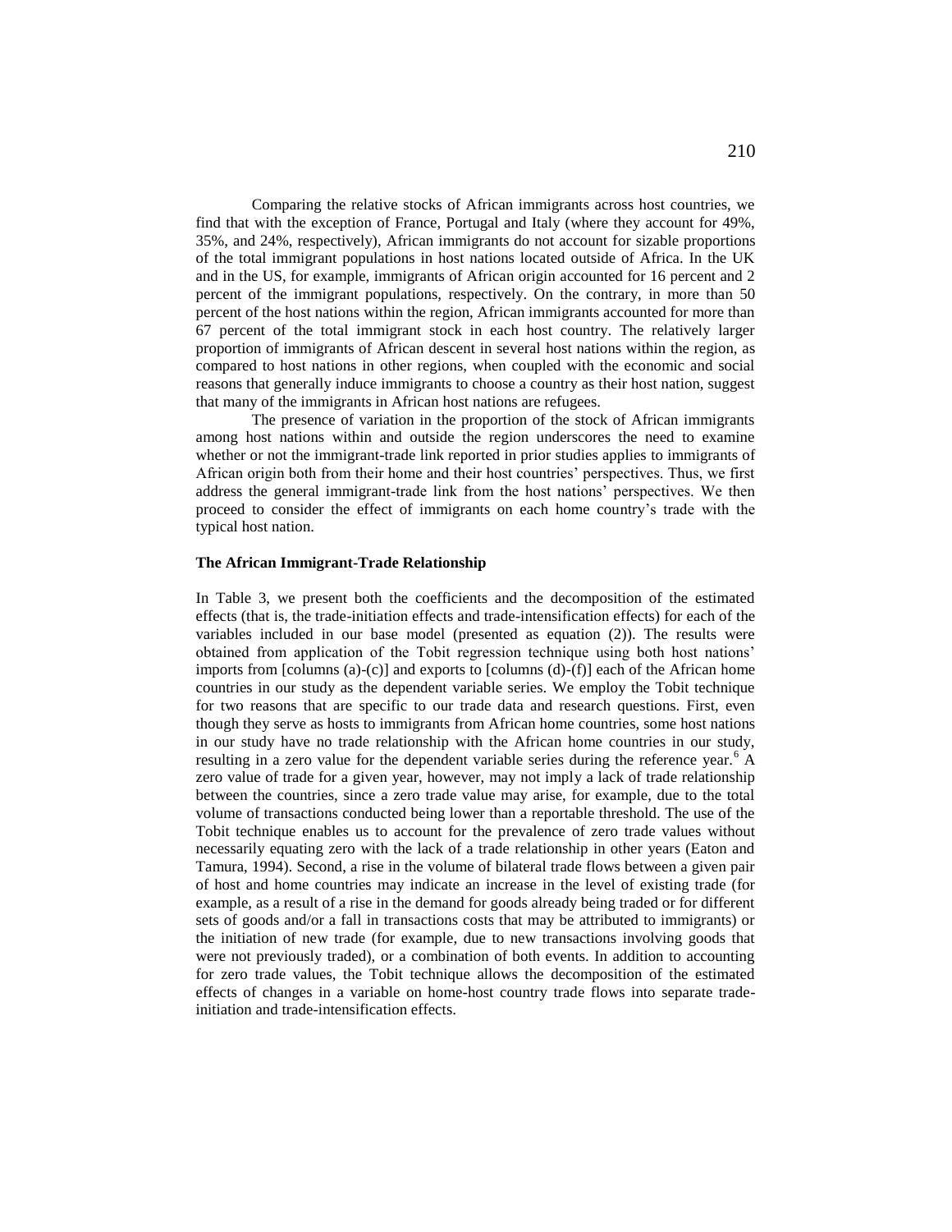Comparing the relative stocks of African immigrants across host countries, we find that with the exception of France, Portugal and Italy (where they account for 49%, 35%, and 24%, respectively), African immigrants do not account for sizable proportions of the total immigrant populations in host nations located outside of Africa. In the UK and in the US, for example, immigrants of African origin accounted for 16 percent and 2 percent of the immigrant populations, respectively. On the contrary, in more than 50 percent of the host nations within the region, African immigrants accounted for more than 67 percent of the total immigrant stock in each host country. The relatively larger proportion of immigrants of African descent in several host nations within the region, as compared to host nations in other regions, when coupled with the economic and social reasons that generally induce immigrants to choose a country as their host nation, suggest that many of the immigrants in African host nations are refugees.

The presence of variation in the proportion of the stock of African immigrants among host nations within and outside the region underscores the need to examine whether or not the immigrant-trade link reported in prior studies applies to immigrants of African origin both from their home and their host countries' perspectives. Thus, we first address the general immigrant-trade link from the host nations' perspectives. We then proceed to consider the effect of immigrants on each home country's trade with the typical host nation.

**The African Immigrant-Trade Relationship**

In Table 3, we present both the coefficients and the decomposition of the estimated effects (that is, the trade-initiation effects and trade-intensification effects) for each of the variables included in our base model (presented as equation (2)). The results were obtained from application of the Tobit regression technique using both host nations' imports from [columns (a)-(c)] and exports to [columns (d)-(f)] each of the African home countries in our study as the dependent variable series. We employ the Tobit technique for two reasons that are specific to our trade data and research questions. First, even though they serve as hosts to immigrants from African home countries, some host nations in our study have no trade relationship with the African home countries in our study, resulting in a zero value for the dependent variable series during the reference year.[6] A zero value of trade for a given year, however, may not imply a lack of trade relationship between the countries, since a zero trade value may arise, for example, due to the total volume of transactions conducted being lower than a reportable threshold. The use of the Tobit technique enables us to account for the prevalence of zero trade values without necessarily equating zero with the lack of a trade relationship in other years (Eaton and Tamura, 1994). Second, a rise in the volume of bilateral trade flows between a given pair of host and home countries may indicate an increase in the level of existing trade (for example, as a result of a rise in the demand for goods already being traded or for different sets of goods and/or a fall in transactions costs that may be attributed to immigrants) or the initiation of new trade (for example, due to new transactions involving goods that were not previously traded), or a combination of both events. In addition to accounting for zero trade values, the Tobit technique allows the decomposition of the estimated effects of changes in a variable on home-host country trade flows into separate trade-initiation and trade-intensification effects.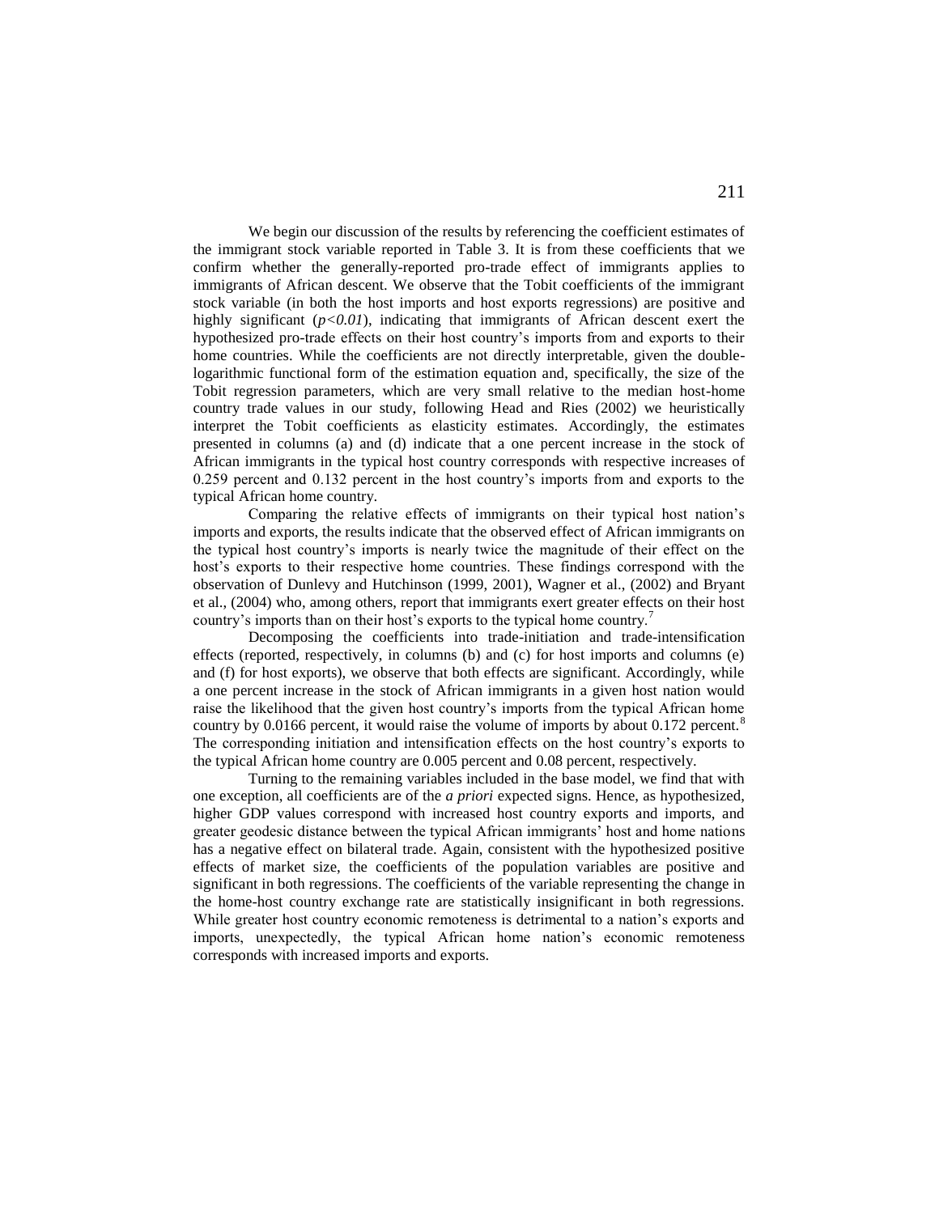We begin our discussion of the results by referencing the coefficient estimates of the immigrant stock variable reported in Table 3. It is from these coefficients that we confirm whether the generally-reported pro-trade effect of immigrants applies to immigrants of African descent. We observe that the Tobit coefficients of the immigrant stock variable (in both the host imports and host exports regressions) are positive and highly significant (*$p<0.01$*), indicating that immigrants of African descent exert the hypothesized pro-trade effects on their host country's imports from and exports to their home countries. While the coefficients are not directly interpretable, given the double-logarithmic functional form of the estimation equation and, specifically, the size of the Tobit regression parameters, which are very small relative to the median host-home country trade values in our study, following Head and Ries (2002) we heuristically interpret the Tobit coefficients as elasticity estimates. Accordingly, the estimates presented in columns (a) and (d) indicate that a one percent increase in the stock of African immigrants in the typical host country corresponds with respective increases of 0.259 percent and 0.132 percent in the host country's imports from and exports to the typical African home country.

Comparing the relative effects of immigrants on their typical host nation's imports and exports, the results indicate that the observed effect of African immigrants on the typical host country's imports is nearly twice the magnitude of their effect on the host's exports to their respective home countries. These findings correspond with the observation of Dunlevy and Hutchinson (1999, 2001), Wagner et al., (2002) and Bryant et al., (2004) who, among others, report that immigrants exert greater effects on their host country's imports than on their host's exports to the typical home country.[7]

Decomposing the coefficients into trade-initiation and trade-intensification effects (reported, respectively, in columns (b) and (c) for host imports and columns (e) and (f) for host exports), we observe that both effects are significant. Accordingly, while a one percent increase in the stock of African immigrants in a given host nation would raise the likelihood that the given host country's imports from the typical African home country by 0.0166 percent, it would raise the volume of imports by about 0.172 percent.[8] The corresponding initiation and intensification effects on the host country's exports to the typical African home country are 0.005 percent and 0.08 percent, respectively.

Turning to the remaining variables included in the base model, we find that with one exception, all coefficients are of the *a priori* expected signs. Hence, as hypothesized, higher GDP values correspond with increased host country exports and imports, and greater geodesic distance between the typical African immigrants' host and home nations has a negative effect on bilateral trade. Again, consistent with the hypothesized positive effects of market size, the coefficients of the population variables are positive and significant in both regressions. The coefficients of the variable representing the change in the home-host country exchange rate are statistically insignificant in both regressions. While greater host country economic remoteness is detrimental to a nation's exports and imports, unexpectedly, the typical African home nation's economic remoteness corresponds with increased imports and exports.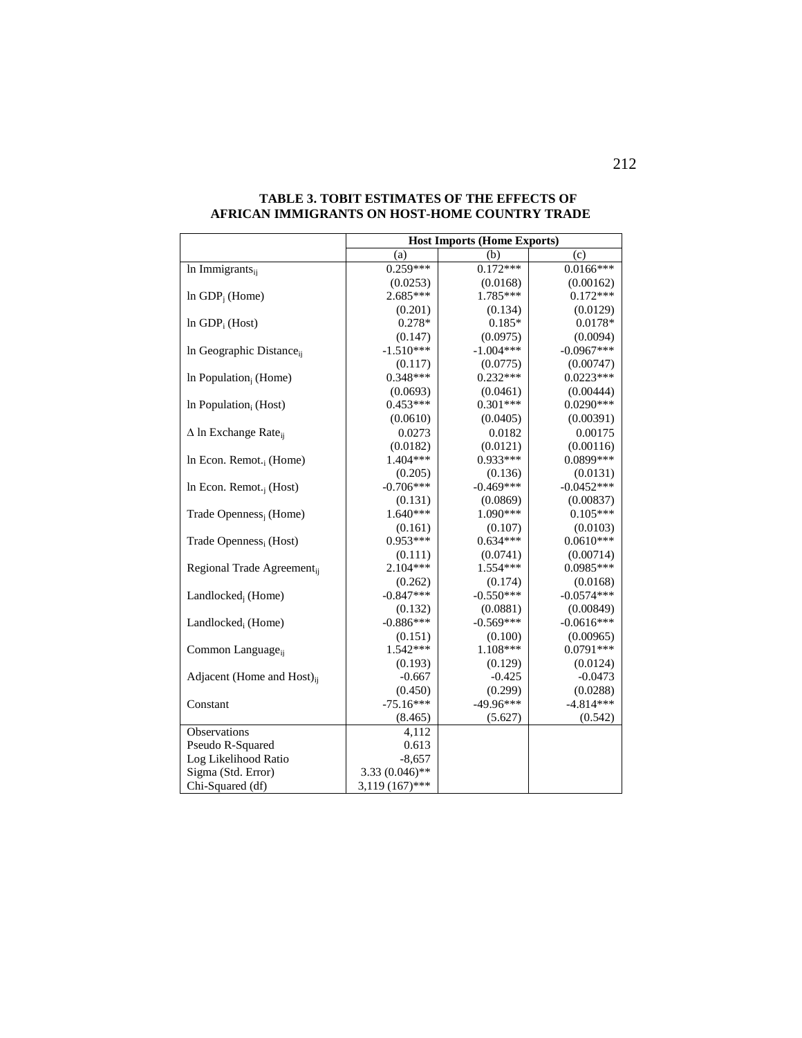**TABLE 3. TOBIT ESTIMATES OF THE EFFECTS OF AFRICAN IMMIGRANTS ON HOST-HOME COUNTRY TRADE**

| | Host Imports (Home Exports) | | |
|---|---|---|---|
| | (a) | (b) | (c) |
| ln Immigrants$_{ij}$ | 0.259*** | 0.172*** | 0.0166*** |
| | (0.0253) | (0.0168) | (0.00162) |
| ln GDP$_j$ (Home) | 2.685*** | 1.785*** | 0.172*** |
| | (0.201) | (0.134) | (0.0129) |
| ln GDP$_i$ (Host) | 0.278* | 0.185* | 0.0178* |
| | (0.147) | (0.0975) | (0.0094) |
| ln Geographic Distance$_{ij}$ | -1.510*** | -1.004*** | -0.0967*** |
| | (0.117) | (0.0775) | (0.00747) |
| ln Population$_j$ (Home) | 0.348*** | 0.232*** | 0.0223*** |
| | (0.0693) | (0.0461) | (0.00444) |
| ln Population$_i$ (Host) | 0.453*** | 0.301*** | 0.0290*** |
| | (0.0610) | (0.0405) | (0.00391) |
| Δ ln Exchange Rate$_{ij}$ | 0.0273 | 0.0182 | 0.00175 |
| | (0.0182) | (0.0121) | (0.00116) |
| ln Econ. Remot.$_i$ (Home) | 1.404*** | 0.933*** | 0.0899*** |
| | (0.205) | (0.136) | (0.0131) |
| ln Econ. Remot.$_j$ (Host) | -0.706*** | -0.469*** | -0.0452*** |
| | (0.131) | (0.0869) | (0.00837) |
| Trade Openness$_j$ (Home) | 1.640*** | 1.090*** | 0.105*** |
| | (0.161) | (0.107) | (0.0103) |
| Trade Openness$_i$ (Host) | 0.953*** | 0.634*** | 0.0610*** |
| | (0.111) | (0.0741) | (0.00714) |
| Regional Trade Agreement$_{ij}$ | 2.104*** | 1.554*** | 0.0985*** |
| | (0.262) | (0.174) | (0.0168) |
| Landlocked$_j$ (Home) | -0.847*** | -0.550*** | -0.0574*** |
| | (0.132) | (0.0881) | (0.00849) |
| Landlocked$_i$ (Home) | -0.886*** | -0.569*** | -0.0616*** |
| | (0.151) | (0.100) | (0.00965) |
| Common Language$_{ij}$ | 1.542*** | 1.108*** | 0.0791*** |
| | (0.193) | (0.129) | (0.0124) |
| Adjacent (Home and Host)$_{ij}$ | -0.667 | -0.425 | -0.0473 |
| | (0.450) | (0.299) | (0.0288) |
| Constant | -75.16*** | -49.96*** | -4.814*** |
| | (8.465) | (5.627) | (0.542) |
| Observations | 4,112 | | |
| Pseudo R-Squared | 0.613 | | |
| Log Likelihood Ratio | -8,657 | | |
| Sigma (Std. Error) | 3.33 (0.046)** | | |
| Chi-Squared (df) | 3,119 (167)*** | | |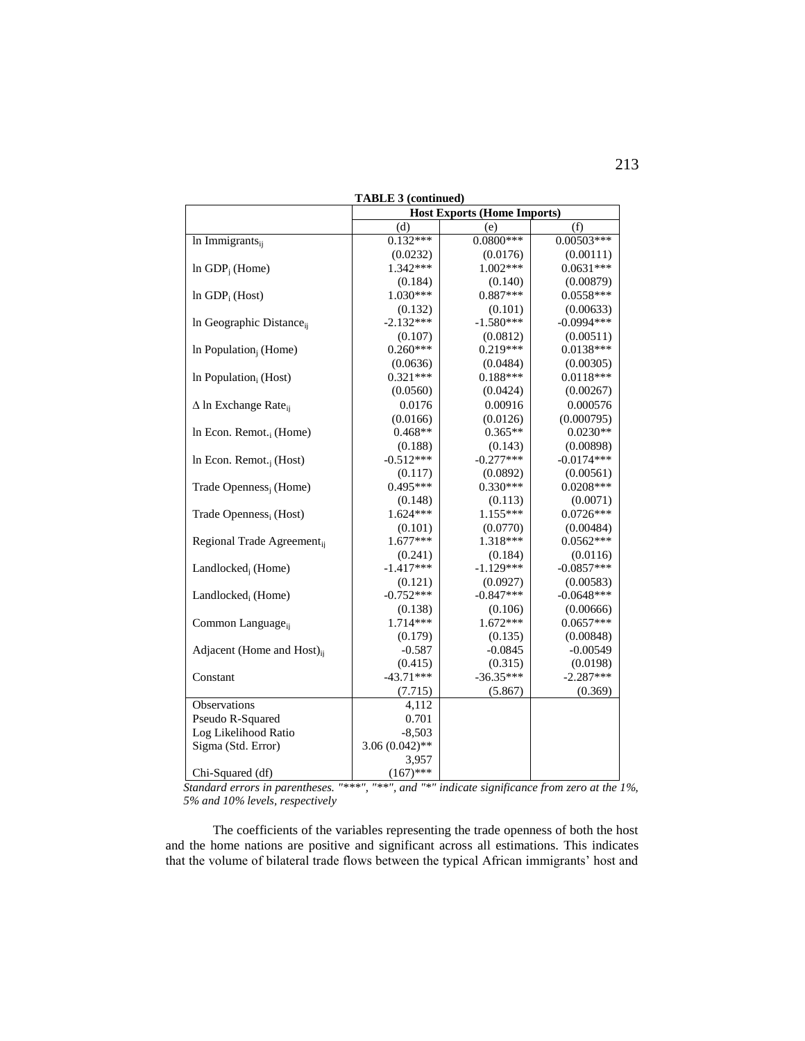**TABLE 3 (continued)**

| | Host Exports (Home Imports) | | |
|---|---|---|---|
| | (d) | (e) | (f) |
| ln Immigrants$_{ij}$ | 0.132*** | 0.0800*** | 0.00503*** |
| | (0.0232) | (0.0176) | (0.00111) |
| ln GDP$_j$ (Home) | 1.342*** | 1.002*** | 0.0631*** |
| | (0.184) | (0.140) | (0.00879) |
| ln GDP$_i$ (Host) | 1.030*** | 0.887*** | 0.0558*** |
| | (0.132) | (0.101) | (0.00633) |
| ln Geographic Distance$_{ij}$ | -2.132*** | -1.580*** | -0.0994*** |
| | (0.107) | (0.0812) | (0.00511) |
| ln Population$_j$ (Home) | 0.260*** | 0.219*** | 0.0138*** |
| | (0.0636) | (0.0484) | (0.00305) |
| ln Population$_i$ (Host) | 0.321*** | 0.188*** | 0.0118*** |
| | (0.0560) | (0.0424) | (0.00267) |
| Δ ln Exchange Rate$_{ij}$ | 0.0176 | 0.00916 | 0.000576 |
| | (0.0166) | (0.0126) | (0.000795) |
| ln Econ. Remot.$_i$ (Home) | 0.468** | 0.365** | 0.0230** |
| | (0.188) | (0.143) | (0.00898) |
| ln Econ. Remot.$_j$ (Host) | -0.512*** | -0.277*** | -0.0174*** |
| | (0.117) | (0.0892) | (0.00561) |
| Trade Openness$_j$ (Home) | 0.495*** | 0.330*** | 0.0208*** |
| | (0.148) | (0.113) | (0.0071) |
| Trade Openness$_i$ (Host) | 1.624*** | 1.155*** | 0.0726*** |
| | (0.101) | (0.0770) | (0.00484) |
| Regional Trade Agreement$_{ij}$ | 1.677*** | 1.318*** | 0.0562*** |
| | (0.241) | (0.184) | (0.0116) |
| Landlocked$_j$ (Home) | -1.417*** | -1.129*** | -0.0857*** |
| | (0.121) | (0.0927) | (0.00583) |
| Landlocked$_i$ (Home) | -0.752*** | -0.847*** | -0.0648*** |
| | (0.138) | (0.106) | (0.00666) |
| Common Language$_{ij}$ | 1.714*** | 1.672*** | 0.0657*** |
| | (0.179) | (0.135) | (0.00848) |
| Adjacent (Home and Host)$_{ij}$ | -0.587 | -0.0845 | -0.00549 |
| | (0.415) | (0.315) | (0.0198) |
| Constant | -43.71*** | -36.35*** | -2.287*** |
| | (7.715) | (5.867) | (0.369) |
| Observations | 4,112 | | |
| Pseudo R-Squared | 0.701 | | |
| Log Likelihood Ratio | -8,503 | | |
| Sigma (Std. Error) | 3.06 (0.042)** | | |
| Chi-Squared (df) | 3,957 (167)*** | | |

*Standard errors in parentheses. "***", "**", and "*" indicate significance from zero at the 1%, 5% and 10% levels, respectively*

The coefficients of the variables representing the trade openness of both the host and the home nations are positive and significant across all estimations. This indicates that the volume of bilateral trade flows between the typical African immigrants' host and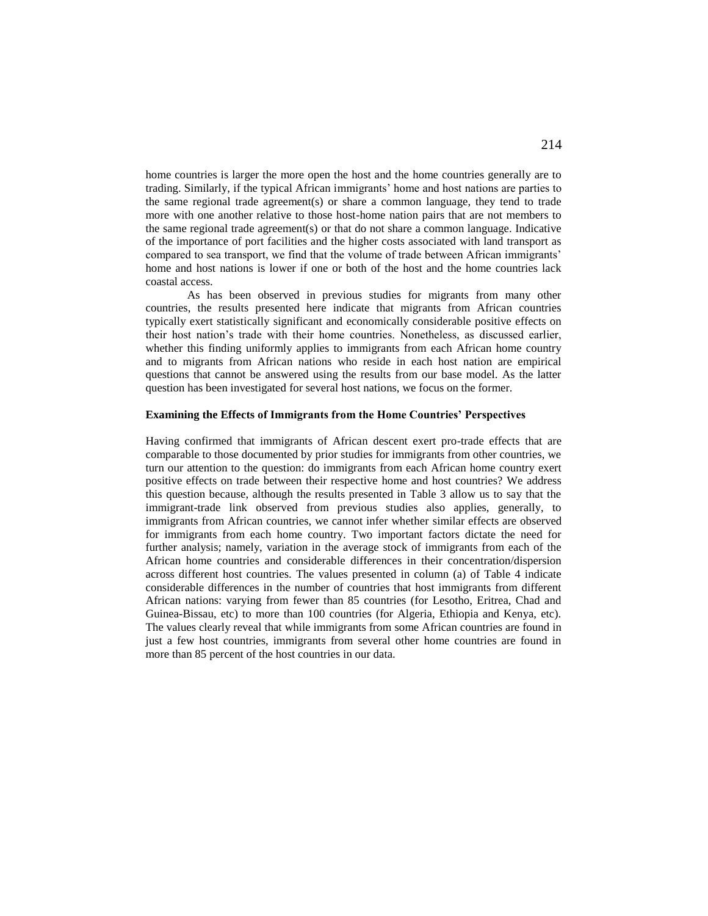home countries is larger the more open the host and the home countries generally are to trading. Similarly, if the typical African immigrants' home and host nations are parties to the same regional trade agreement(s) or share a common language, they tend to trade more with one another relative to those host-home nation pairs that are not members to the same regional trade agreement(s) or that do not share a common language. Indicative of the importance of port facilities and the higher costs associated with land transport as compared to sea transport, we find that the volume of trade between African immigrants' home and host nations is lower if one or both of the host and the home countries lack coastal access.

As has been observed in previous studies for migrants from many other countries, the results presented here indicate that migrants from African countries typically exert statistically significant and economically considerable positive effects on their host nation's trade with their home countries. Nonetheless, as discussed earlier, whether this finding uniformly applies to immigrants from each African home country and to migrants from African nations who reside in each host nation are empirical questions that cannot be answered using the results from our base model. As the latter question has been investigated for several host nations, we focus on the former.

### Examining the Effects of Immigrants from the Home Countries' Perspectives

Having confirmed that immigrants of African descent exert pro-trade effects that are comparable to those documented by prior studies for immigrants from other countries, we turn our attention to the question: do immigrants from each African home country exert positive effects on trade between their respective home and host countries? We address this question because, although the results presented in Table 3 allow us to say that the immigrant-trade link observed from previous studies also applies, generally, to immigrants from African countries, we cannot infer whether similar effects are observed for immigrants from each home country. Two important factors dictate the need for further analysis; namely, variation in the average stock of immigrants from each of the African home countries and considerable differences in their concentration/dispersion across different host countries. The values presented in column (a) of Table 4 indicate considerable differences in the number of countries that host immigrants from different African nations: varying from fewer than 85 countries (for Lesotho, Eritrea, Chad and Guinea-Bissau, etc) to more than 100 countries (for Algeria, Ethiopia and Kenya, etc). The values clearly reveal that while immigrants from some African countries are found in just a few host countries, immigrants from several other home countries are found in more than 85 percent of the host countries in our data.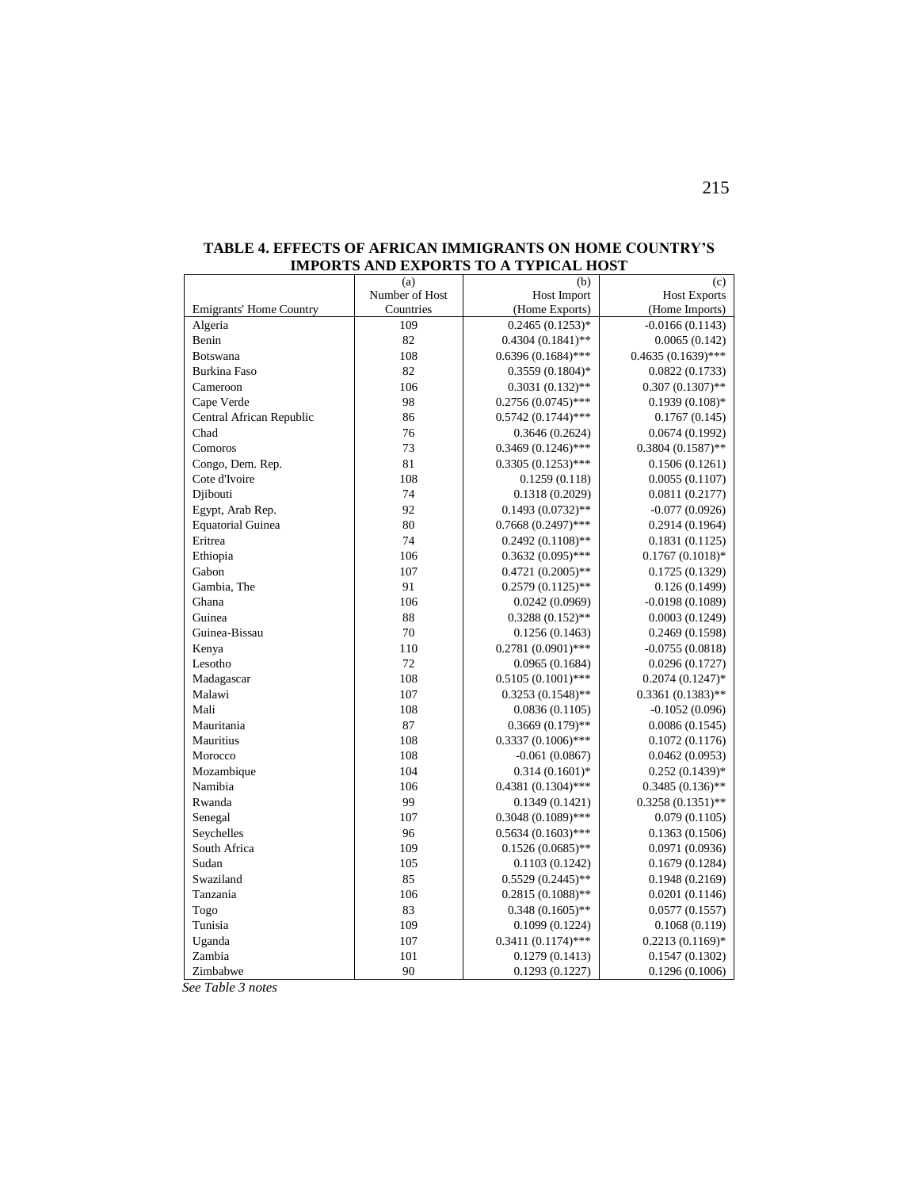**TABLE 4. EFFECTS OF AFRICAN IMMIGRANTS ON HOME COUNTRY'S IMPORTS AND EXPORTS TO A TYPICAL HOST**

| Emigrants' Home Country | (a) Number of Host Countries | (b) Host Import (Home Exports) | (c) Host Exports (Home Imports) |
|---|---|---|---|
| Algeria | 109 | 0.2465 (0.1253)* | -0.0166 (0.1143) |
| Benin | 82 | 0.4304 (0.1841)** | 0.0065 (0.142) |
| Botswana | 108 | 0.6396 (0.1684)*** | 0.4635 (0.1639)*** |
| Burkina Faso | 82 | 0.3559 (0.1804)* | 0.0822 (0.1733) |
| Cameroon | 106 | 0.3031 (0.132)** | 0.307 (0.1307)** |
| Cape Verde | 98 | 0.2756 (0.0745)*** | 0.1939 (0.108)* |
| Central African Republic | 86 | 0.5742 (0.1744)*** | 0.1767 (0.145) |
| Chad | 76 | 0.3646 (0.2624) | 0.0674 (0.1992) |
| Comoros | 73 | 0.3469 (0.1246)*** | 0.3804 (0.1587)** |
| Congo, Dem. Rep. | 81 | 0.3305 (0.1253)*** | 0.1506 (0.1261) |
| Cote d'Ivoire | 108 | 0.1259 (0.118) | 0.0055 (0.1107) |
| Djibouti | 74 | 0.1318 (0.2029) | 0.0811 (0.2177) |
| Egypt, Arab Rep. | 92 | 0.1493 (0.0732)** | -0.077 (0.0926) |
| Equatorial Guinea | 80 | 0.7668 (0.2497)*** | 0.2914 (0.1964) |
| Eritrea | 74 | 0.2492 (0.1108)** | 0.1831 (0.1125) |
| Ethiopia | 106 | 0.3632 (0.095)*** | 0.1767 (0.1018)* |
| Gabon | 107 | 0.4721 (0.2005)** | 0.1725 (0.1329) |
| Gambia, The | 91 | 0.2579 (0.1125)** | 0.126 (0.1499) |
| Ghana | 106 | 0.0242 (0.0969) | -0.0198 (0.1089) |
| Guinea | 88 | 0.3288 (0.152)** | 0.0003 (0.1249) |
| Guinea-Bissau | 70 | 0.1256 (0.1463) | 0.2469 (0.1598) |
| Kenya | 110 | 0.2781 (0.0901)*** | -0.0755 (0.0818) |
| Lesotho | 72 | 0.0965 (0.1684) | 0.0296 (0.1727) |
| Madagascar | 108 | 0.5105 (0.1001)*** | 0.2074 (0.1247)* |
| Malawi | 107 | 0.3253 (0.1548)** | 0.3361 (0.1383)** |
| Mali | 108 | 0.0836 (0.1105) | -0.1052 (0.096) |
| Mauritania | 87 | 0.3669 (0.179)** | 0.0086 (0.1545) |
| Mauritius | 108 | 0.3337 (0.1006)*** | 0.1072 (0.1176) |
| Morocco | 108 | -0.061 (0.0867) | 0.0462 (0.0953) |
| Mozambique | 104 | 0.314 (0.1601)* | 0.252 (0.1439)* |
| Namibia | 106 | 0.4381 (0.1304)*** | 0.3485 (0.136)** |
| Rwanda | 99 | 0.1349 (0.1421) | 0.3258 (0.1351)** |
| Senegal | 107 | 0.3048 (0.1089)*** | 0.079 (0.1105) |
| Seychelles | 96 | 0.5634 (0.1603)*** | 0.1363 (0.1506) |
| South Africa | 109 | 0.1526 (0.0685)** | 0.0971 (0.0936) |
| Sudan | 105 | 0.1103 (0.1242) | 0.1679 (0.1284) |
| Swaziland | 85 | 0.5529 (0.2445)** | 0.1948 (0.2169) |
| Tanzania | 106 | 0.2815 (0.1088)** | 0.0201 (0.1146) |
| Togo | 83 | 0.348 (0.1605)** | 0.0577 (0.1557) |
| Tunisia | 109 | 0.1099 (0.1224) | 0.1068 (0.119) |
| Uganda | 107 | 0.3411 (0.1174)*** | 0.2213 (0.1169)* |
| Zambia | 101 | 0.1279 (0.1413) | 0.1547 (0.1302) |
| Zimbabwe | 90 | 0.1293 (0.1227) | 0.1296 (0.1006) |

*See Table 3 notes*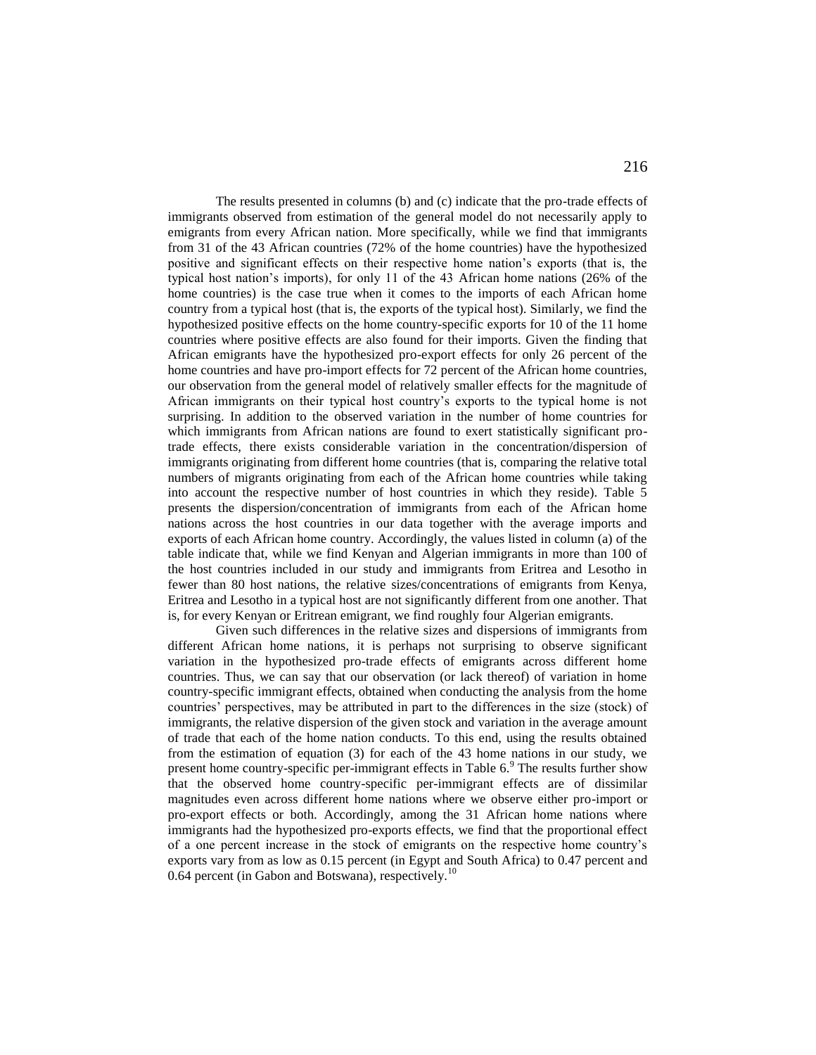The results presented in columns (b) and (c) indicate that the pro-trade effects of immigrants observed from estimation of the general model do not necessarily apply to emigrants from every African nation. More specifically, while we find that immigrants from 31 of the 43 African countries (72% of the home countries) have the hypothesized positive and significant effects on their respective home nation's exports (that is, the typical host nation's imports), for only 11 of the 43 African home nations (26% of the home countries) is the case true when it comes to the imports of each African home country from a typical host (that is, the exports of the typical host). Similarly, we find the hypothesized positive effects on the home country-specific exports for 10 of the 11 home countries where positive effects are also found for their imports. Given the finding that African emigrants have the hypothesized pro-export effects for only 26 percent of the home countries and have pro-import effects for 72 percent of the African home countries, our observation from the general model of relatively smaller effects for the magnitude of African immigrants on their typical host country's exports to the typical home is not surprising. In addition to the observed variation in the number of home countries for which immigrants from African nations are found to exert statistically significant pro-trade effects, there exists considerable variation in the concentration/dispersion of immigrants originating from different home countries (that is, comparing the relative total numbers of migrants originating from each of the African home countries while taking into account the respective number of host countries in which they reside). Table 5 presents the dispersion/concentration of immigrants from each of the African home nations across the host countries in our data together with the average imports and exports of each African home country. Accordingly, the values listed in column (a) of the table indicate that, while we find Kenyan and Algerian immigrants in more than 100 of the host countries included in our study and immigrants from Eritrea and Lesotho in fewer than 80 host nations, the relative sizes/concentrations of emigrants from Kenya, Eritrea and Lesotho in a typical host are not significantly different from one another. That is, for every Kenyan or Eritrean emigrant, we find roughly four Algerian emigrants.

Given such differences in the relative sizes and dispersions of immigrants from different African home nations, it is perhaps not surprising to observe significant variation in the hypothesized pro-trade effects of emigrants across different home countries. Thus, we can say that our observation (or lack thereof) of variation in home country-specific immigrant effects, obtained when conducting the analysis from the home countries' perspectives, may be attributed in part to the differences in the size (stock) of immigrants, the relative dispersion of the given stock and variation in the average amount of trade that each of the home nation conducts. To this end, using the results obtained from the estimation of equation (3) for each of the 43 home nations in our study, we present home country-specific per-immigrant effects in Table 6.[9] The results further show that the observed home country-specific per-immigrant effects are of dissimilar magnitudes even across different home nations where we observe either pro-import or pro-export effects or both. Accordingly, among the 31 African home nations where immigrants had the hypothesized pro-exports effects, we find that the proportional effect of a one percent increase in the stock of emigrants on the respective home country's exports vary from as low as 0.15 percent (in Egypt and South Africa) to 0.47 percent and 0.64 percent (in Gabon and Botswana), respectively.[10]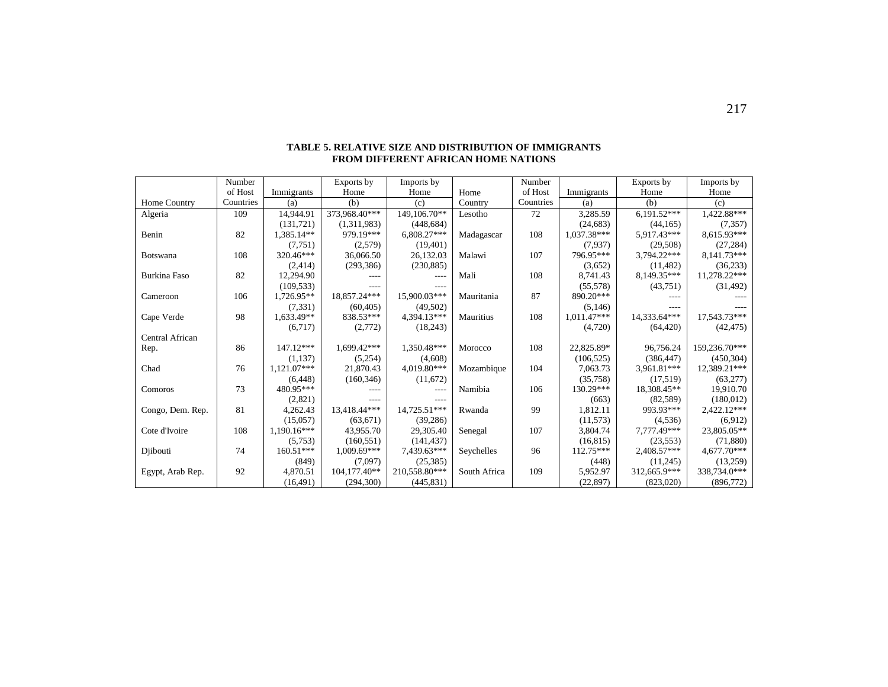**TABLE 5. RELATIVE SIZE AND DISTRIBUTION OF IMMIGRANTS FROM DIFFERENT AFRICAN HOME NATIONS**

| Home Country | Number of Host Countries | Immigrants (a) | Exports by Home (b) | Imports by Home (c) | Home Country | Number of Host Countries | Immigrants (a) | Exports by Home (b) | Imports by Home (c) |
|---|---|---|---|---|---|---|---|---|---|
| Algeria | 109 | 14,944.91 | 373,968.40*** | 149,106.70** | Lesotho | 72 | 3,285.59 | 6,191.52*** | 1,422.88*** |
| | | (131,721) | (1,311,983) | (448,684) | | | (24,683) | (44,165) | (7,357) |
| Benin | 82 | 1,385.14** | 979.19*** | 6,808.27*** | Madagascar | 108 | 1,037.38*** | 5,917.43*** | 8,615.93*** |
| | | (7,751) | (2,579) | (19,401) | | | (7,937) | (29,508) | (27,284) |
| Botswana | 108 | 320.46*** | 36,066.50 | 26,132.03 | Malawi | 107 | 796.95*** | 3,794.22*** | 8,141.73*** |
| | | (2,414) | (293,386) | (230,885) | | | (3,652) | (11,482) | (36,233) |
| Burkina Faso | 82 | 12,294.90 | ---- | ---- | Mali | 108 | 8,741.43 | 8,149.35*** | 11,278.22*** |
| | | (109,533) | ---- | ---- | | | (55,578) | (43,751) | (31,492) |
| Cameroon | 106 | 1,726.95** | 18,857.24*** | 15,900.03*** | Mauritania | 87 | 890.20*** | ---- | ---- |
| | | (7,331) | (60,405) | (49,502) | | | (5,146) | ---- | ---- |
| Cape Verde | 98 | 1,633.49** | 838.53*** | 4,394.13*** | Mauritius | 108 | 1,011.47*** | 14,333.64*** | 17,543.73*** |
| | | (6,717) | (2,772) | (18,243) | | | (4,720) | (64,420) | (42,475) |
| Central African Rep. | 86 | 147.12*** | 1,699.42*** | 1,350.48*** | Morocco | 108 | 22,825.89* | 96,756.24 | 159,236.70*** |
| | | (1,137) | (5,254) | (4,608) | | | (106,525) | (386,447) | (450,304) |
| Chad | 76 | 1,121.07*** | 21,870.43 | 4,019.80*** | Mozambique | 104 | 7,063.73 | 3,961.81*** | 12,389.21*** |
| | | (6,448) | (160,346) | (11,672) | | | (35,758) | (17,519) | (63,277) |
| Comoros | 73 | 480.95*** | ---- | ---- | Namibia | 106 | 130.29*** | 18,308.45** | 19,910.70 |
| | | (2,821) | ---- | ---- | | | (663) | (82,589) | (180,012) |
| Congo, Dem. Rep. | 81 | 4,262.43 | 13,418.44*** | 14,725.51*** | Rwanda | 99 | 1,812.11 | 993.93*** | 2,422.12*** |
| | | (15,057) | (63,671) | (39,286) | | | (11,573) | (4,536) | (6,912) |
| Cote d'Ivoire | 108 | 1,190.16*** | 43,955.70 | 29,305.40 | Senegal | 107 | 3,804.74 | 7,777.49*** | 23,805.05** |
| | | (5,753) | (160,551) | (141,437) | | | (16,815) | (23,553) | (71,880) |
| Djibouti | 74 | 160.51*** | 1,009.69*** | 7,439.63*** | Seychelles | 96 | 112.75*** | 2,408.57*** | 4,677.70*** |
| | | (849) | (7,097) | (25,385) | | | (448) | (11,245) | (13,259) |
| Egypt, Arab Rep. | 92 | 4,870.51 | 104,177.40** | 210,558.80*** | South Africa | 109 | 5,952.97 | 312,665.9*** | 338,734.0*** |
| | | (16,491) | (294,300) | (445,831) | | | (22,897) | (823,020) | (896,772) |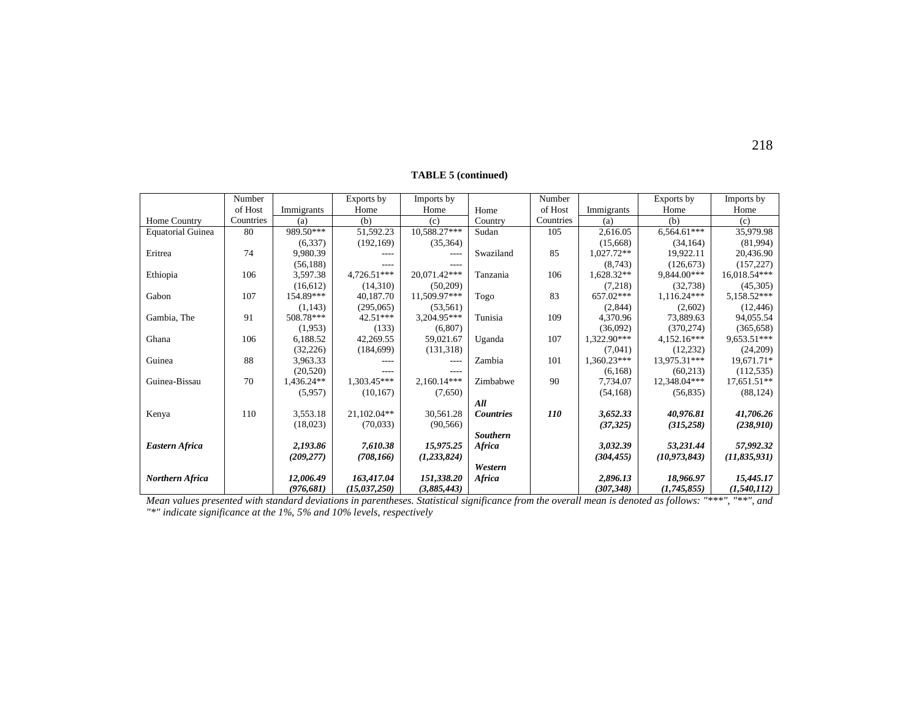**TABLE 5 (continued)**

| Home Country | Number of Host Countries | Immigrants (a) | Exports by Home (b) | Imports by Home (c) | Home Country | Number of Host Countries | Immigrants (a) | Exports by Home (b) | Imports by Home (c) |
|---|---|---|---|---|---|---|---|---|---|
| Equatorial Guinea | 80 | 989.50*** | 51,592.23 | 10,588.27*** | Sudan | 105 | 2,616.05 | 6,564.61*** | 35,979.98 |
| | | (6,337) | (192,169) | (35,364) | | | (15,668) | (34,164) | (81,994) |
| Eritrea | 74 | 9,980.39 | ---- | ---- | Swaziland | 85 | 1,027.72** | 19,922.11 | 20,436.90 |
| | | (56,188) | ---- | ---- | | | (8,743) | (126,673) | (157,227) |
| Ethiopia | 106 | 3,597.38 | 4,726.51*** | 20,071.42*** | Tanzania | 106 | 1,628.32** | 9,844.00*** | 16,018.54*** |
| | | (16,612) | (14,310) | (50,209) | | | (7,218) | (32,738) | (45,305) |
| Gabon | 107 | 154.89*** | 40,187.70 | 11,509.97*** | Togo | 83 | 657.02*** | 1,116.24*** | 5,158.52*** |
| | | (1,143) | (295,065) | (53,561) | | | (2,844) | (2,602) | (12,446) |
| Gambia, The | 91 | 508.78*** | 42.51*** | 3,204.95*** | Tunisia | 109 | 4,370.96 | 73,889.63 | 94,055.54 |
| | | (1,953) | (133) | (6,807) | | | (36,092) | (370,274) | (365,658) |
| Ghana | 106 | 6,188.52 | 42,269.55 | 59,021.67 | Uganda | 107 | 1,322.90*** | 4,152.16*** | 9,653.51*** |
| | | (32,226) | (184,699) | (131,318) | | | (7,041) | (12,232) | (24,209) |
| Guinea | 88 | 3,963.33 | ---- | ---- | Zambia | 101 | 1,360.23*** | 13,975.31*** | 19,671.71* |
| | | (20,520) | ---- | ---- | | | (6,168) | (60,213) | (112,535) |
| Guinea-Bissau | 70 | 1,436.24** | 1,303.45*** | 2,160.14*** | Zimbabwe | 90 | 7,734.07 | 12,348.04*** | 17,651.51** |
| | | (5,957) | (10,167) | (7,650) | | | (54,168) | (56,835) | (88,124) |
| Kenya | 110 | 3,553.18 | 21,102.04** | 30,561.28 | ***All Countries*** | ***110*** | ***3,652.33*** | ***40,976.81*** | ***41,706.26*** |
| | | (18,023) | (70,033) | (90,566) | | | ***(37,325)*** | ***(315,258)*** | ***(238,910)*** |
| ***Eastern Africa*** | | ***2,193.86*** | ***7,610.38*** | ***15,975.25*** | ***Southern Africa*** | | ***3,032.39*** | ***53,231.44*** | ***57,992.32*** |
| | | ***(209,277)*** | ***(708,166)*** | ***(1,233,824)*** | | | ***(304,455)*** | ***(10,973,843)*** | ***(11,835,931)*** |
| ***Northern Africa*** | | ***12,006.49*** | ***163,417.04*** | ***151,338.20*** | ***Western Africa*** | | ***2,896.13*** | ***18,966.97*** | ***15,445.17*** |
| | | ***(976,681)*** | ***(15,037,250)*** | ***(3,885,443)*** | | | ***(307,348)*** | ***(1,745,855)*** | ***(1,540,112)*** |

*Mean values presented with standard deviations in parentheses. Statistical significance from the overall mean is denoted as follows: "***", "**", and "*" indicate significance at the 1%, 5% and 10% levels, respectively*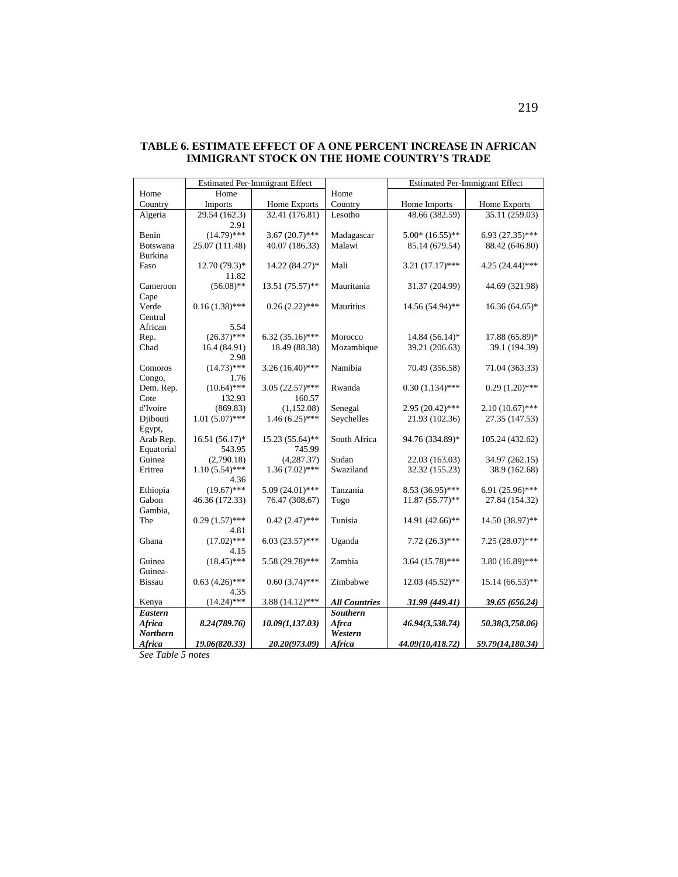**TABLE 6. ESTIMATE EFFECT OF A ONE PERCENT INCREASE IN AFRICAN IMMIGRANT STOCK ON THE HOME COUNTRY'S TRADE**

| | Estimated Per-Immigrant Effect | | | Estimated Per-Immigrant Effect | |
|---|---|---|---|---|---|
| Home Country | Home Imports | Home Exports | Home Country | Home Imports | Home Exports |
| Algeria | 29.54 (162.3) | 32.41 (176.81) | Lesotho | 48.66 (382.59) | 35.11 (259.03) |
| Benin | 2.91 (14.79)*** | 3.67 (20.7)*** | Madagascar | 5.00* (16.55)** | 6.93 (27.35)*** |
| Botswana | 25.07 (111.48) | 40.07 (186.33) | Malawi | 85.14 (679.54) | 88.42 (646.80) |
| Burkina Faso | 12.70 (79.3)* | 14.22 (84.27)* | Mali | 3.21 (17.17)*** | 4.25 (24.44)*** |
| Cameroon | 11.82 (56.08)** | 13.51 (75.57)** | Mauritania | 31.37 (204.99) | 44.69 (321.98) |
| Cape Verde | 0.16 (1.38)*** | 0.26 (2.22)*** | Mauritius | 14.56 (54.94)** | 16.36 (64.65)* |
| Central African Rep. | 5.54 (26.37)*** | 6.32 (35.16)*** | Morocco | 14.84 (56.14)* | 17.88 (65.89)* |
| Chad | 16.4 (84.91) | 18.49 (88.38) | Mozambique | 39.21 (206.63) | 39.1 (194.39) |
| Comoros | 2.98 (14.73)*** | 3.26 (16.40)*** | Namibia | 70.49 (356.58) | 71.04 (363.33) |
| Congo, Dem. Rep. | 1.76 (10.64)*** | 3.05 (22.57)*** | Rwanda | 0.30 (1.134)*** | 0.29 (1.20)*** |
| Cote d'Ivoire | 132.93 (869.83) | 160.57 (1,152.08) | Senegal | 2.95 (20.42)*** | 2.10 (10.67)*** |
| Djibouti | 1.01 (5.07)*** | 1.46 (6.25)*** | Seychelles | 21.93 (102.36) | 27.35 (147.53) |
| Egypt, Arab Rep. | 16.51 (56.17)* | 15.23 (55.64)** | South Africa | 94.76 (334.89)* | 105.24 (432.62) |
| Equatorial Guinea | 543.95 (2,790.18) | 745.99 (4,287.37) | Sudan | 22.03 (163.03) | 34.97 (262.15) |
| Eritrea | 1.10 (5.54)*** | 1.36 (7.02)*** | Swaziland | 32.32 (155.23) | 38.9 (162.68) |
| Ethiopia | 4.36 (19.67)*** | 5.09 (24.01)*** | Tanzania | 8.53 (36.95)*** | 6.91 (25.96)*** |
| Gabon | 46.36 (172.33) | 76.47 (308.67) | Togo | 11.87 (55.77)** | 27.84 (154.32) |
| Gambia, The | 0.29 (1.57)*** | 0.42 (2.47)*** | Tunisia | 14.91 (42.66)** | 14.50 (38.97)** |
| Ghana | 4.81 (17.02)*** | 6.03 (23.57)*** | Uganda | 7.72 (26.3)*** | 7.25 (28.07)*** |
| Guinea | 4.15 (18.45)*** | 5.58 (29.78)*** | Zambia | 3.64 (15.78)*** | 3.80 (16.89)*** |
| Guinea-Bissau | 0.63 (4.26)*** | 0.60 (3.74)*** | Zimbabwe | 12.03 (45.52)** | 15.14 (66.53)** |
| Kenya | 4.35 (14.24)*** | 3.88 (14.12)*** | ***All Countries*** | ***31.99 (449.41)*** | ***39.65 (656.24)*** |
| ***Eastern Africa*** | ***8.24(789.76)*** | ***10.09(1,137.03)*** | ***Southern Afrca*** | ***46.94(3,538.74)*** | ***50.38(3,758.06)*** |
| ***Northern Africa*** | ***19.06(820.33)*** | ***20.20(973.09)*** | ***Western Africa*** | ***44.09(10,418.72)*** | ***59.79(14,180.34)*** |

*See Table 5 notes*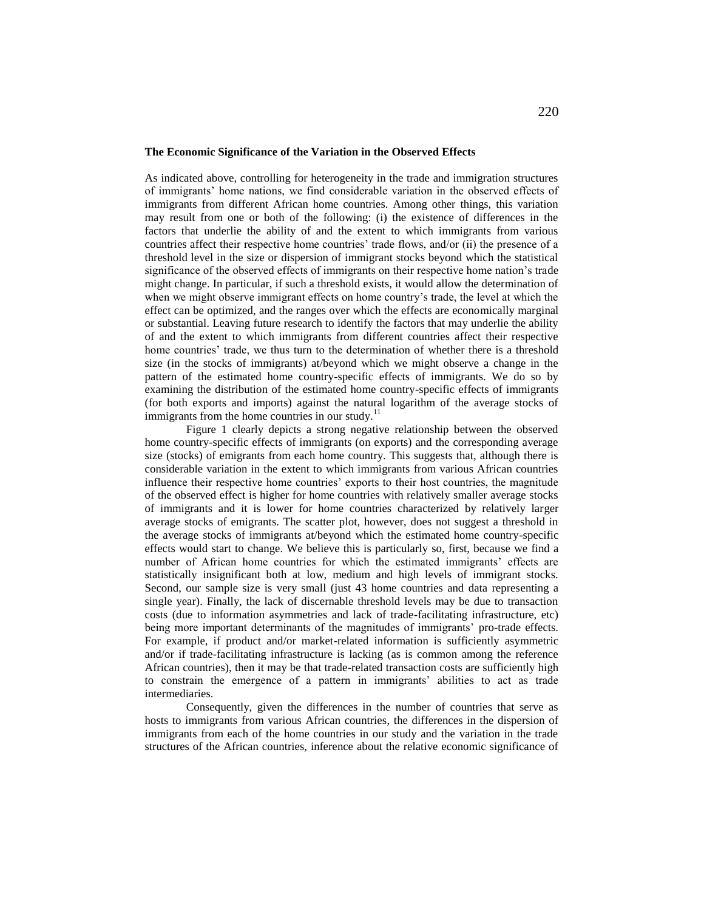### The Economic Significance of the Variation in the Observed Effects

As indicated above, controlling for heterogeneity in the trade and immigration structures of immigrants' home nations, we find considerable variation in the observed effects of immigrants from different African home countries. Among other things, this variation may result from one or both of the following: (i) the existence of differences in the factors that underlie the ability of and the extent to which immigrants from various countries affect their respective home countries' trade flows, and/or (ii) the presence of a threshold level in the size or dispersion of immigrant stocks beyond which the statistical significance of the observed effects of immigrants on their respective home nation's trade might change. In particular, if such a threshold exists, it would allow the determination of when we might observe immigrant effects on home country's trade, the level at which the effect can be optimized, and the ranges over which the effects are economically marginal or substantial. Leaving future research to identify the factors that may underlie the ability of and the extent to which immigrants from different countries affect their respective home countries' trade, we thus turn to the determination of whether there is a threshold size (in the stocks of immigrants) at/beyond which we might observe a change in the pattern of the estimated home country-specific effects of immigrants. We do so by examining the distribution of the estimated home country-specific effects of immigrants (for both exports and imports) against the natural logarithm of the average stocks of immigrants from the home countries in our study.[11]

Figure 1 clearly depicts a strong negative relationship between the observed home country-specific effects of immigrants (on exports) and the corresponding average size (stocks) of emigrants from each home country. This suggests that, although there is considerable variation in the extent to which immigrants from various African countries influence their respective home countries' exports to their host countries, the magnitude of the observed effect is higher for home countries with relatively smaller average stocks of immigrants and it is lower for home countries characterized by relatively larger average stocks of emigrants. The scatter plot, however, does not suggest a threshold in the average stocks of immigrants at/beyond which the estimated home country-specific effects would start to change. We believe this is particularly so, first, because we find a number of African home countries for which the estimated immigrants' effects are statistically insignificant both at low, medium and high levels of immigrant stocks. Second, our sample size is very small (just 43 home countries and data representing a single year). Finally, the lack of discernable threshold levels may be due to transaction costs (due to information asymmetries and lack of trade-facilitating infrastructure, etc) being more important determinants of the magnitudes of immigrants' pro-trade effects. For example, if product and/or market-related information is sufficiently asymmetric and/or if trade-facilitating infrastructure is lacking (as is common among the reference African countries), then it may be that trade-related transaction costs are sufficiently high to constrain the emergence of a pattern in immigrants' abilities to act as trade intermediaries.

Consequently, given the differences in the number of countries that serve as hosts to immigrants from various African countries, the differences in the dispersion of immigrants from each of the home countries in our study and the variation in the trade structures of the African countries, inference about the relative economic significance of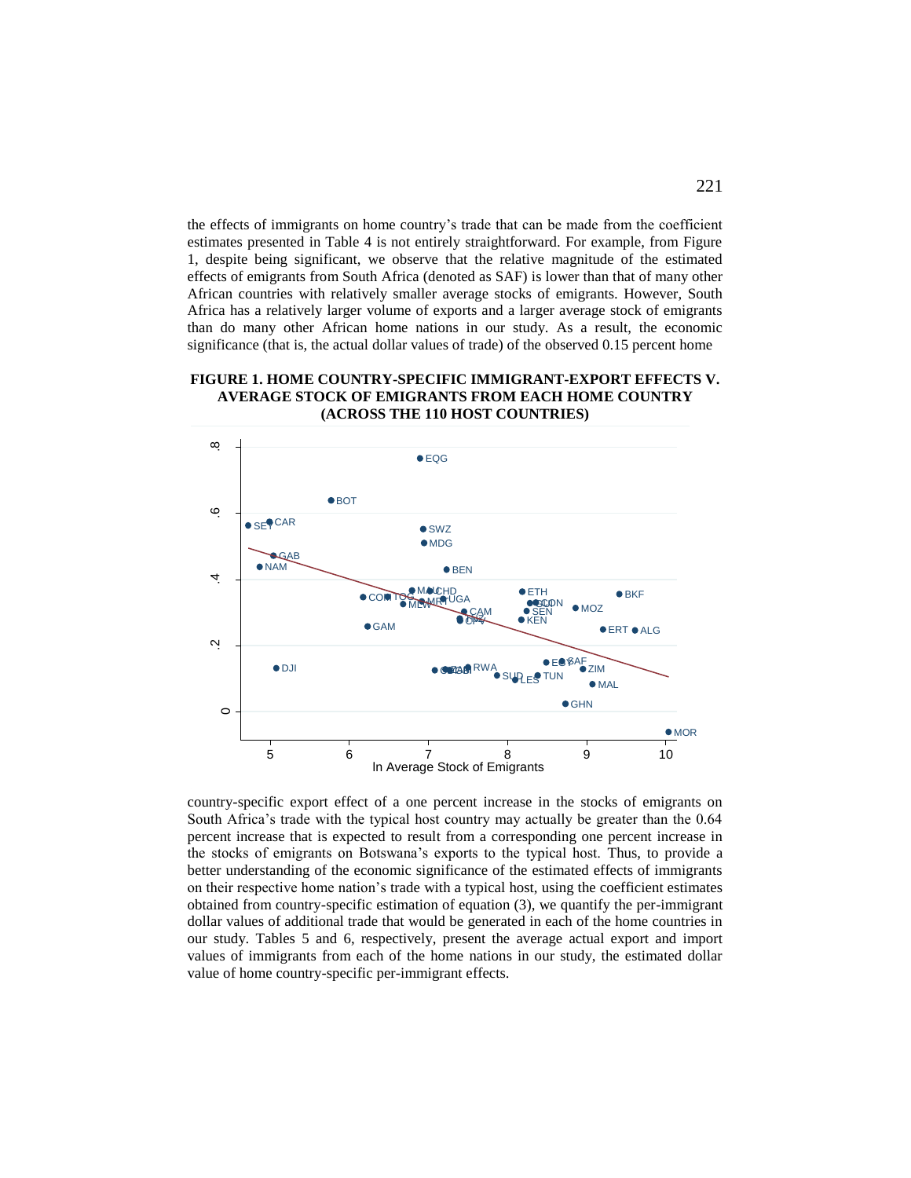the effects of immigrants on home country's trade that can be made from the coefficient estimates presented in Table 4 is not entirely straightforward. For example, from Figure 1, despite being significant, we observe that the relative magnitude of the estimated effects of emigrants from South Africa (denoted as SAF) is lower than that of many other African countries with relatively smaller average stocks of emigrants. However, South Africa has a relatively larger volume of exports and a larger average stock of emigrants than do many other African home nations in our study. As a result, the economic significance (that is, the actual dollar values of trade) of the observed 0.15 percent home

**FIGURE 1. HOME COUNTRY-SPECIFIC IMMIGRANT-EXPORT EFFECTS V. AVERAGE STOCK OF EMIGRANTS FROM EACH HOME COUNTRY (ACROSS THE 110 HOST COUNTRIES)**

country-specific export effect of a one percent increase in the stocks of emigrants on South Africa's trade with the typical host country may actually be greater than the 0.64 percent increase that is expected to result from a corresponding one percent increase in the stocks of emigrants on Botswana's exports to the typical host. Thus, to provide a better understanding of the economic significance of the estimated effects of immigrants on their respective home nation's trade with a typical host, using the coefficient estimates obtained from country-specific estimation of equation (3), we quantify the per-immigrant dollar values of additional trade that would be generated in each of the home countries in our study. Tables 5 and 6, respectively, present the average actual export and import values of immigrants from each of the home nations in our study, the estimated dollar value of home country-specific per-immigrant effects.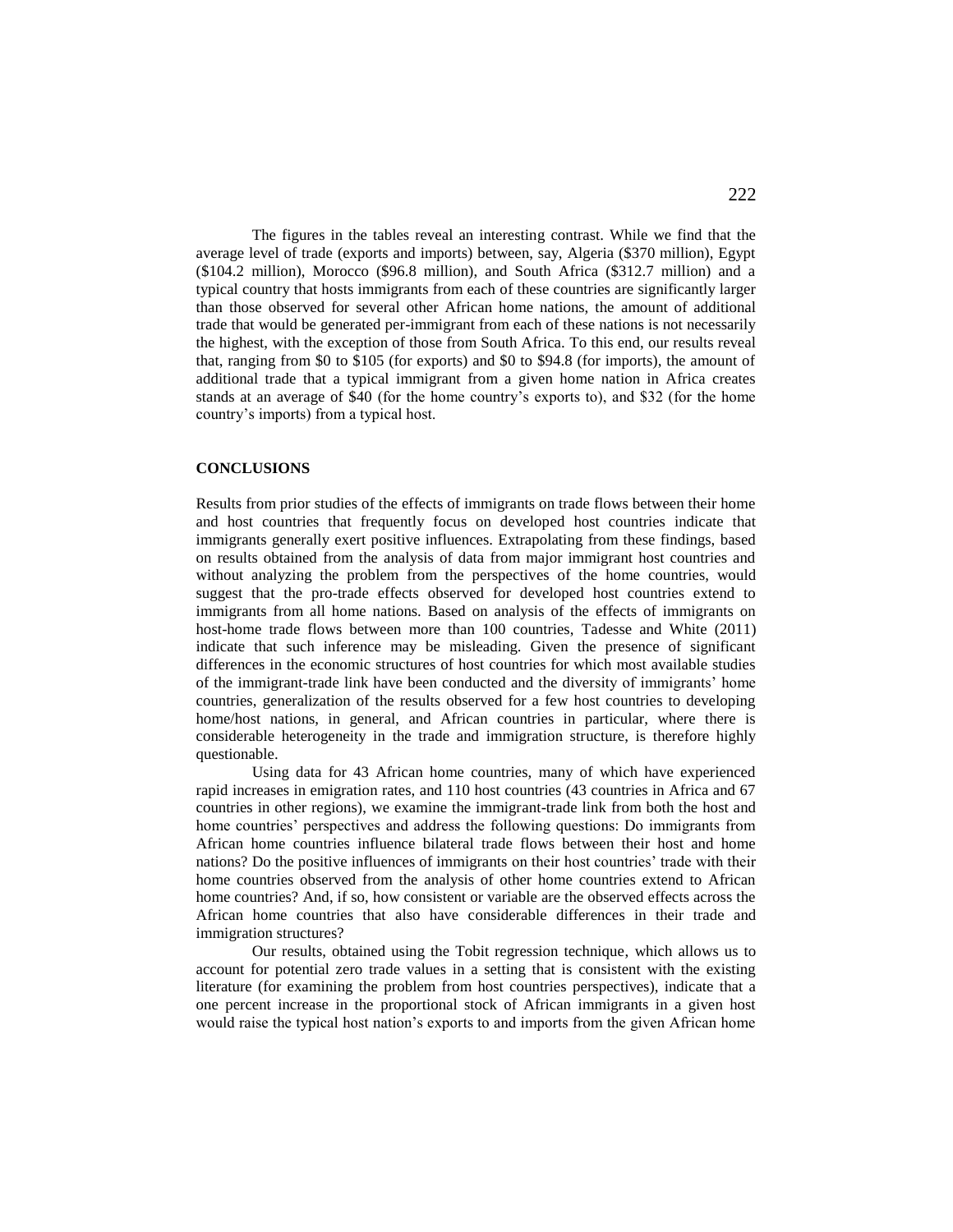The figures in the tables reveal an interesting contrast. While we find that the average level of trade (exports and imports) between, say, Algeria (\$370 million), Egypt (\$104.2 million), Morocco (\$96.8 million), and South Africa (\$312.7 million) and a typical country that hosts immigrants from each of these countries are significantly larger than those observed for several other African home nations, the amount of additional trade that would be generated per-immigrant from each of these nations is not necessarily the highest, with the exception of those from South Africa. To this end, our results reveal that, ranging from \$0 to \$105 (for exports) and \$0 to \$94.8 (for imports), the amount of additional trade that a typical immigrant from a given home nation in Africa creates stands at an average of \$40 (for the home country's exports to), and \$32 (for the home country's imports) from a typical host.

## CONCLUSIONS

Results from prior studies of the effects of immigrants on trade flows between their home and host countries that frequently focus on developed host countries indicate that immigrants generally exert positive influences. Extrapolating from these findings, based on results obtained from the analysis of data from major immigrant host countries and without analyzing the problem from the perspectives of the home countries, would suggest that the pro-trade effects observed for developed host countries extend to immigrants from all home nations. Based on analysis of the effects of immigrants on host-home trade flows between more than 100 countries, Tadesse and White (2011) indicate that such inference may be misleading. Given the presence of significant differences in the economic structures of host countries for which most available studies of the immigrant-trade link have been conducted and the diversity of immigrants' home countries, generalization of the results observed for a few host countries to developing home/host nations, in general, and African countries in particular, where there is considerable heterogeneity in the trade and immigration structure, is therefore highly questionable.

Using data for 43 African home countries, many of which have experienced rapid increases in emigration rates, and 110 host countries (43 countries in Africa and 67 countries in other regions), we examine the immigrant-trade link from both the host and home countries' perspectives and address the following questions: Do immigrants from African home countries influence bilateral trade flows between their host and home nations? Do the positive influences of immigrants on their host countries' trade with their home countries observed from the analysis of other home countries extend to African home countries? And, if so, how consistent or variable are the observed effects across the African home countries that also have considerable differences in their trade and immigration structures?

Our results, obtained using the Tobit regression technique, which allows us to account for potential zero trade values in a setting that is consistent with the existing literature (for examining the problem from host countries perspectives), indicate that a one percent increase in the proportional stock of African immigrants in a given host would raise the typical host nation's exports to and imports from the given African home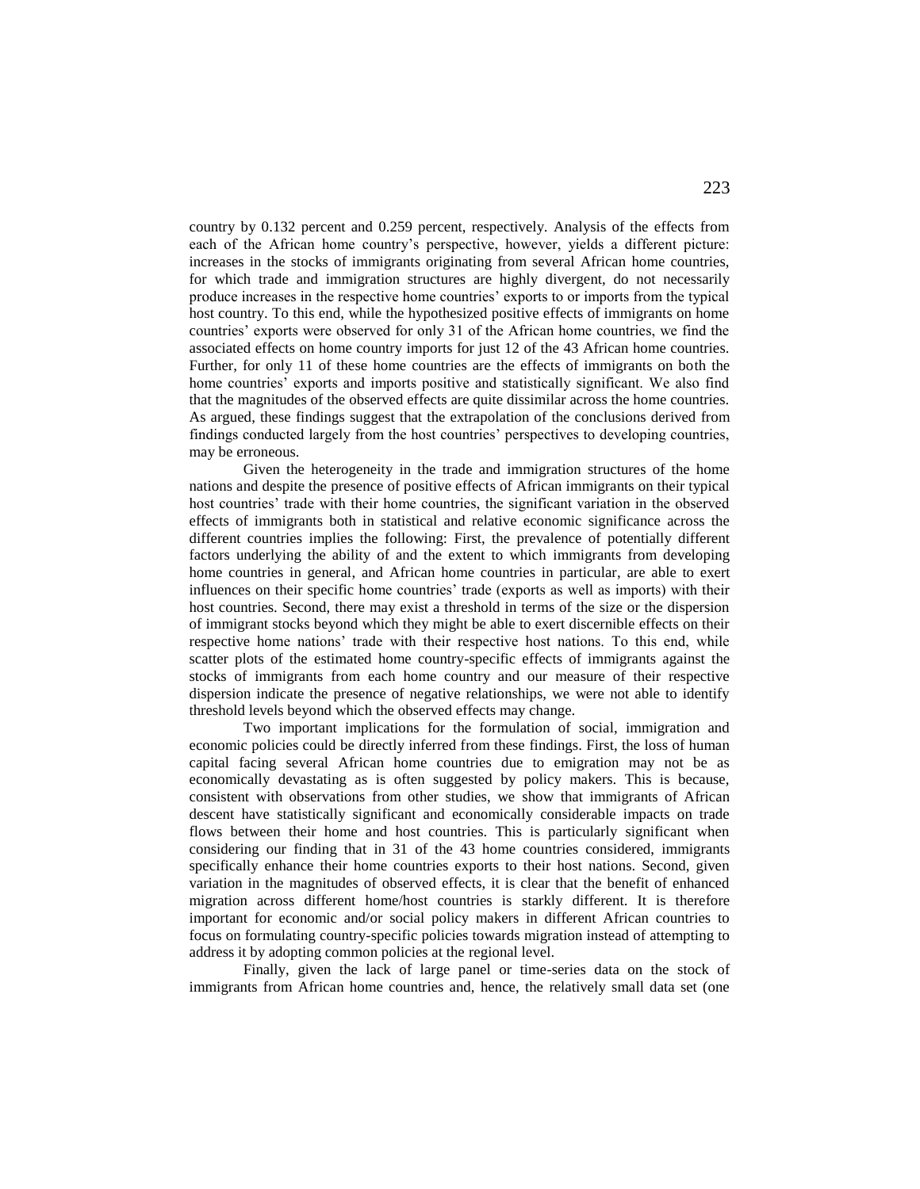country by 0.132 percent and 0.259 percent, respectively. Analysis of the effects from each of the African home country's perspective, however, yields a different picture: increases in the stocks of immigrants originating from several African home countries, for which trade and immigration structures are highly divergent, do not necessarily produce increases in the respective home countries' exports to or imports from the typical host country. To this end, while the hypothesized positive effects of immigrants on home countries' exports were observed for only 31 of the African home countries, we find the associated effects on home country imports for just 12 of the 43 African home countries. Further, for only 11 of these home countries are the effects of immigrants on both the home countries' exports and imports positive and statistically significant. We also find that the magnitudes of the observed effects are quite dissimilar across the home countries. As argued, these findings suggest that the extrapolation of the conclusions derived from findings conducted largely from the host countries' perspectives to developing countries, may be erroneous.

Given the heterogeneity in the trade and immigration structures of the home nations and despite the presence of positive effects of African immigrants on their typical host countries' trade with their home countries, the significant variation in the observed effects of immigrants both in statistical and relative economic significance across the different countries implies the following: First, the prevalence of potentially different factors underlying the ability of and the extent to which immigrants from developing home countries in general, and African home countries in particular, are able to exert influences on their specific home countries' trade (exports as well as imports) with their host countries. Second, there may exist a threshold in terms of the size or the dispersion of immigrant stocks beyond which they might be able to exert discernible effects on their respective home nations' trade with their respective host nations. To this end, while scatter plots of the estimated home country-specific effects of immigrants against the stocks of immigrants from each home country and our measure of their respective dispersion indicate the presence of negative relationships, we were not able to identify threshold levels beyond which the observed effects may change.

Two important implications for the formulation of social, immigration and economic policies could be directly inferred from these findings. First, the loss of human capital facing several African home countries due to emigration may not be as economically devastating as is often suggested by policy makers. This is because, consistent with observations from other studies, we show that immigrants of African descent have statistically significant and economically considerable impacts on trade flows between their home and host countries. This is particularly significant when considering our finding that in 31 of the 43 home countries considered, immigrants specifically enhance their home countries exports to their host nations. Second, given variation in the magnitudes of observed effects, it is clear that the benefit of enhanced migration across different home/host countries is starkly different. It is therefore important for economic and/or social policy makers in different African countries to focus on formulating country-specific policies towards migration instead of attempting to address it by adopting common policies at the regional level.

Finally, given the lack of large panel or time-series data on the stock of immigrants from African home countries and, hence, the relatively small data set (one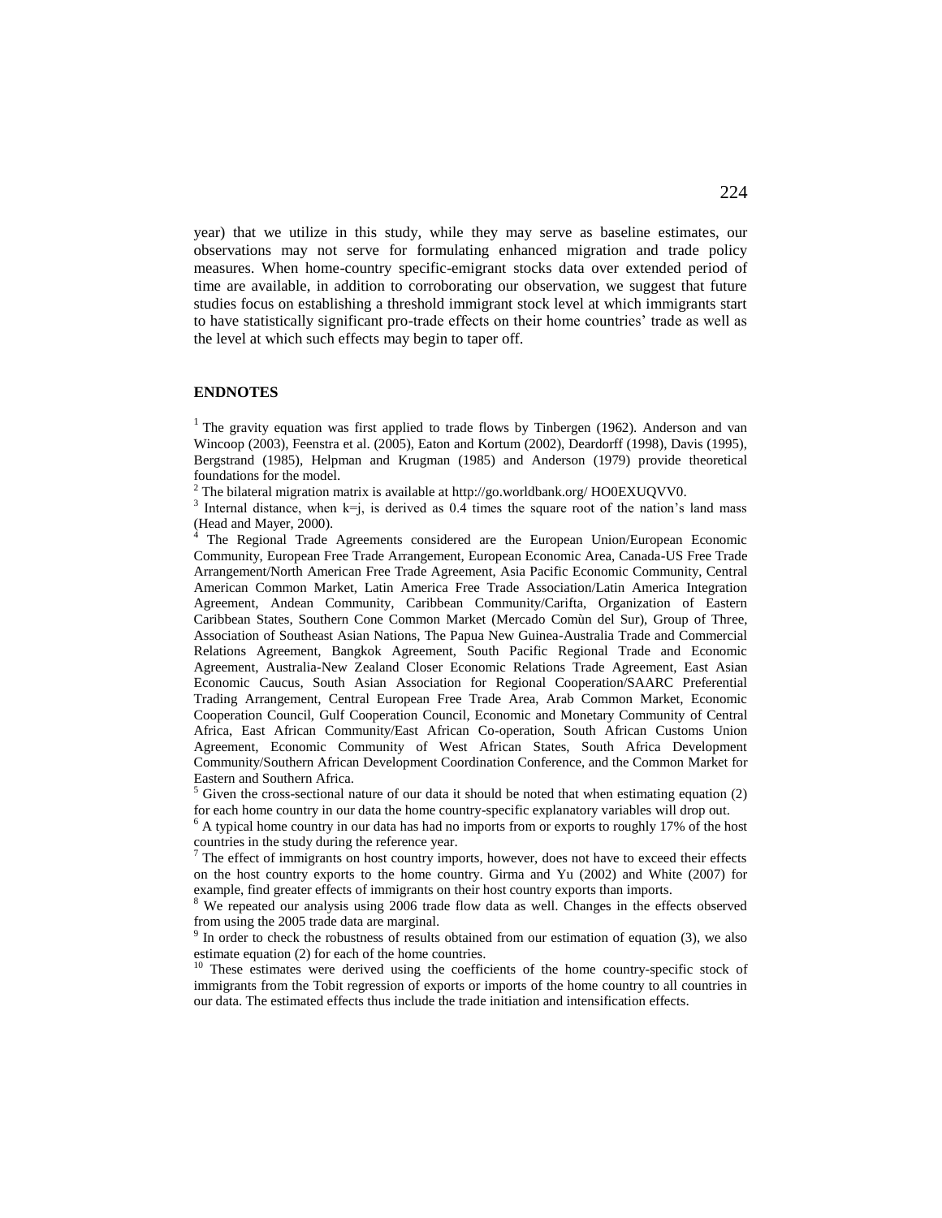year) that we utilize in this study, while they may serve as baseline estimates, our observations may not serve for formulating enhanced migration and trade policy measures. When home-country specific-emigrant stocks data over extended period of time are available, in addition to corroborating our observation, we suggest that future studies focus on establishing a threshold immigrant stock level at which immigrants start to have statistically significant pro-trade effects on their home countries' trade as well as the level at which such effects may begin to taper off.

## ENDNOTES

[1] The gravity equation was first applied to trade flows by Tinbergen (1962). Anderson and van Wincoop (2003), Feenstra et al. (2005), Eaton and Kortum (2002), Deardorff (1998), Davis (1995), Bergstrand (1985), Helpman and Krugman (1985) and Anderson (1979) provide theoretical foundations for the model.

[2] The bilateral migration matrix is available at http://go.worldbank.org/ HO0EXUQVV0.

[3] Internal distance, when k=j, is derived as 0.4 times the square root of the nation's land mass (Head and Mayer, 2000).

[4] The Regional Trade Agreements considered are the European Union/European Economic Community, European Free Trade Arrangement, European Economic Area, Canada-US Free Trade Arrangement/North American Free Trade Agreement, Asia Pacific Economic Community, Central American Common Market, Latin America Free Trade Association/Latin America Integration Agreement, Andean Community, Caribbean Community/Carifta, Organization of Eastern Caribbean States, Southern Cone Common Market (Mercado Comùn del Sur), Group of Three, Association of Southeast Asian Nations, The Papua New Guinea-Australia Trade and Commercial Relations Agreement, Bangkok Agreement, South Pacific Regional Trade and Economic Agreement, Australia-New Zealand Closer Economic Relations Trade Agreement, East Asian Economic Caucus, South Asian Association for Regional Cooperation/SAARC Preferential Trading Arrangement, Central European Free Trade Area, Arab Common Market, Economic Cooperation Council, Gulf Cooperation Council, Economic and Monetary Community of Central Africa, East African Community/East African Co-operation, South African Customs Union Agreement, Economic Community of West African States, South Africa Development Community/Southern African Development Coordination Conference, and the Common Market for Eastern and Southern Africa.

[5] Given the cross-sectional nature of our data it should be noted that when estimating equation (2) for each home country in our data the home country-specific explanatory variables will drop out.

[6] A typical home country in our data has had no imports from or exports to roughly 17% of the host countries in the study during the reference year.

[7] The effect of immigrants on host country imports, however, does not have to exceed their effects on the host country exports to the home country. Girma and Yu (2002) and White (2007) for example, find greater effects of immigrants on their host country exports than imports.

[8] We repeated our analysis using 2006 trade flow data as well. Changes in the effects observed from using the 2005 trade data are marginal.

[9] In order to check the robustness of results obtained from our estimation of equation (3), we also estimate equation (2) for each of the home countries.

[10] These estimates were derived using the coefficients of the home country-specific stock of immigrants from the Tobit regression of exports or imports of the home country to all countries in our data. The estimated effects thus include the trade initiation and intensification effects.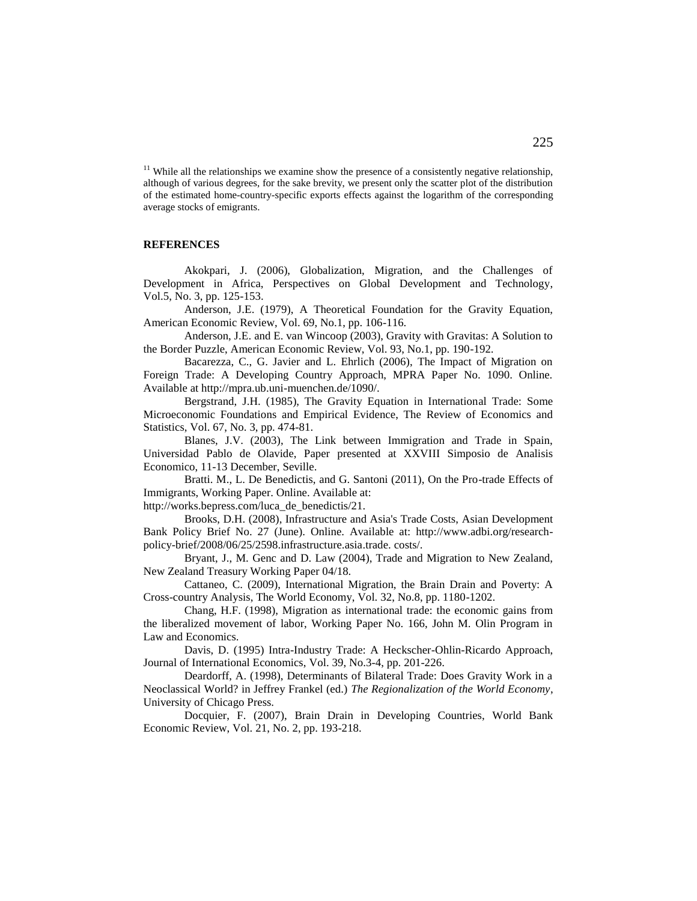[11] While all the relationships we examine show the presence of a consistently negative relationship, although of various degrees, for the sake brevity, we present only the scatter plot of the distribution of the estimated home-country-specific exports effects against the logarithm of the corresponding average stocks of emigrants.

## REFERENCES

Akokpari, J. (2006), Globalization, Migration, and the Challenges of Development in Africa, Perspectives on Global Development and Technology, Vol.5, No. 3, pp. 125-153.

Anderson, J.E. (1979), A Theoretical Foundation for the Gravity Equation, American Economic Review, Vol. 69, No.1, pp. 106-116.

Anderson, J.E. and E. van Wincoop (2003), Gravity with Gravitas: A Solution to the Border Puzzle, American Economic Review, Vol. 93, No.1, pp. 190-192.

Bacarezza, C., G. Javier and L. Ehrlich (2006), The Impact of Migration on Foreign Trade: A Developing Country Approach, MPRA Paper No. 1090. Online. Available at http://mpra.ub.uni-muenchen.de/1090/.

Bergstrand, J.H. (1985), The Gravity Equation in International Trade: Some Microeconomic Foundations and Empirical Evidence, The Review of Economics and Statistics, Vol. 67, No. 3, pp. 474-81.

Blanes, J.V. (2003), The Link between Immigration and Trade in Spain, Universidad Pablo de Olavide, Paper presented at XXVIII Simposio de Analisis Economico, 11-13 December, Seville.

Bratti. M., L. De Benedictis, and G. Santoni (2011), On the Pro-trade Effects of Immigrants, Working Paper. Online. Available at: http://works.bepress.com/luca_de_benedictis/21.

Brooks, D.H. (2008), Infrastructure and Asia's Trade Costs, Asian Development Bank Policy Brief No. 27 (June). Online. Available at: http://www.adbi.org/research-policy-brief/2008/06/25/2598.infrastructure.asia.trade. costs/.

Bryant, J., M. Genc and D. Law (2004), Trade and Migration to New Zealand, New Zealand Treasury Working Paper 04/18.

Cattaneo, C. (2009), International Migration, the Brain Drain and Poverty: A Cross-country Analysis, The World Economy, Vol. 32, No.8, pp. 1180-1202.

Chang, H.F. (1998), Migration as international trade: the economic gains from the liberalized movement of labor, Working Paper No. 166, John M. Olin Program in Law and Economics.

Davis, D. (1995) Intra-Industry Trade: A Heckscher-Ohlin-Ricardo Approach, Journal of International Economics, Vol. 39, No.3-4, pp. 201-226.

Deardorff, A. (1998), Determinants of Bilateral Trade: Does Gravity Work in a Neoclassical World? in Jeffrey Frankel (ed.) *The Regionalization of the World Economy*, University of Chicago Press.

Docquier, F. (2007), Brain Drain in Developing Countries, World Bank Economic Review, Vol. 21, No. 2, pp. 193-218.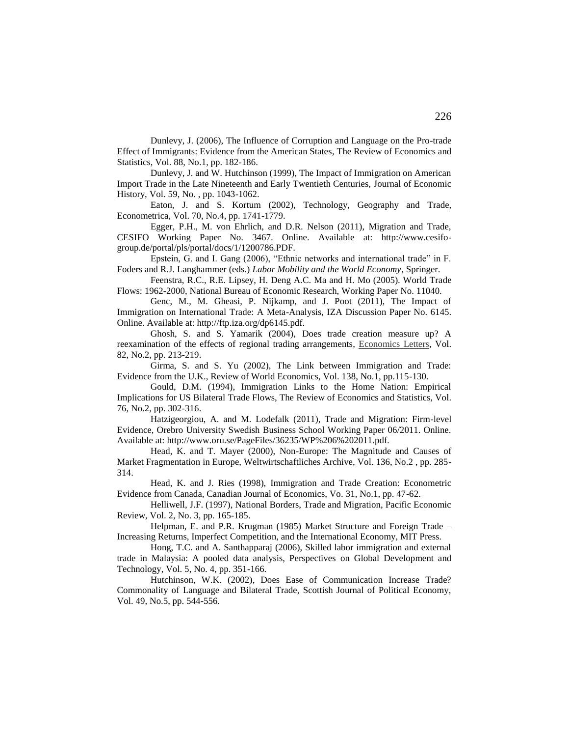Dunlevy, J. (2006), The Influence of Corruption and Language on the Pro-trade Effect of Immigrants: Evidence from the American States, The Review of Economics and Statistics, Vol. 88, No.1, pp. 182-186.

Dunlevy, J. and W. Hutchinson (1999), The Impact of Immigration on American Import Trade in the Late Nineteenth and Early Twentieth Centuries, Journal of Economic History, Vol. 59, No. , pp. 1043-1062.

Eaton, J. and S. Kortum (2002), Technology, Geography and Trade, Econometrica, Vol. 70, No.4, pp. 1741-1779.

Egger, P.H., M. von Ehrlich, and D.R. Nelson (2011), Migration and Trade, CESIFO Working Paper No. 3467. Online. Available at: http://www.cesifo-group.de/portal/pls/portal/docs/1/1200786.PDF.

Epstein, G. and I. Gang (2006), "Ethnic networks and international trade" in F. Foders and R.J. Langhammer (eds.) *Labor Mobility and the World Economy*, Springer.

Feenstra, R.C., R.E. Lipsey, H. Deng A.C. Ma and H. Mo (2005). World Trade Flows: 1962-2000, National Bureau of Economic Research, Working Paper No. 11040.

Genc, M., M. Gheasi, P. Nijkamp, and J. Poot (2011), The Impact of Immigration on International Trade: A Meta-Analysis, IZA Discussion Paper No. 6145. Online. Available at: http://ftp.iza.org/dp6145.pdf.

Ghosh, S. and S. Yamarik (2004), Does trade creation measure up? A reexamination of the effects of regional trading arrangements, Economics Letters, Vol. 82, No.2, pp. 213-219.

Girma, S. and S. Yu (2002), The Link between Immigration and Trade: Evidence from the U.K., Review of World Economics, Vol. 138, No.1, pp.115-130.

Gould, D.M. (1994), Immigration Links to the Home Nation: Empirical Implications for US Bilateral Trade Flows, The Review of Economics and Statistics, Vol. 76, No.2, pp. 302-316.

Hatzigeorgiou, A. and M. Lodefalk (2011), Trade and Migration: Firm-level Evidence, Orebro University Swedish Business School Working Paper 06/2011. Online. Available at: http://www.oru.se/PageFiles/36235/WP%206%202011.pdf.

Head, K. and T. Mayer (2000), Non-Europe: The Magnitude and Causes of Market Fragmentation in Europe, Weltwirtschaftliches Archive, Vol. 136, No.2 , pp. 285-314.

Head, K. and J. Ries (1998), Immigration and Trade Creation: Econometric Evidence from Canada, Canadian Journal of Economics, Vo. 31, No.1, pp. 47-62.

Helliwell, J.F. (1997), National Borders, Trade and Migration, Pacific Economic Review, Vol. 2, No. 3, pp. 165-185.

Helpman, E. and P.R. Krugman (1985) Market Structure and Foreign Trade – Increasing Returns, Imperfect Competition, and the International Economy, MIT Press.

Hong, T.C. and A. Santhapparaj (2006), Skilled labor immigration and external trade in Malaysia: A pooled data analysis, Perspectives on Global Development and Technology, Vol. 5, No. 4, pp. 351-166.

Hutchinson, W.K. (2002), Does Ease of Communication Increase Trade? Commonality of Language and Bilateral Trade, Scottish Journal of Political Economy, Vol. 49, No.5, pp. 544-556.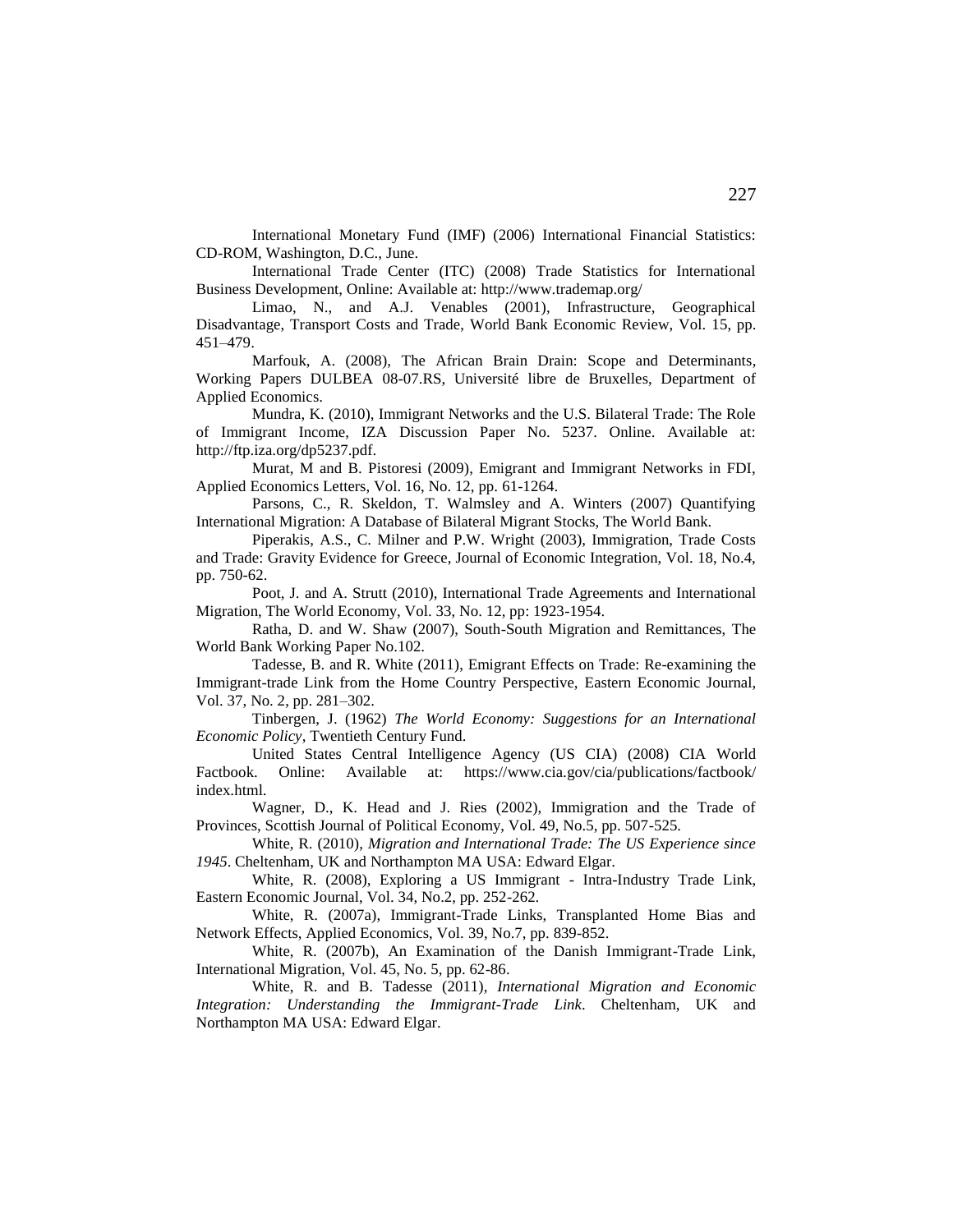International Monetary Fund (IMF) (2006) International Financial Statistics: CD-ROM, Washington, D.C., June.

International Trade Center (ITC) (2008) Trade Statistics for International Business Development, Online: Available at: http://www.trademap.org/

Limao, N., and A.J. Venables (2001), Infrastructure, Geographical Disadvantage, Transport Costs and Trade, World Bank Economic Review, Vol. 15, pp. 451–479.

Marfouk, A. (2008), The African Brain Drain: Scope and Determinants, Working Papers DULBEA 08-07.RS, Université libre de Bruxelles, Department of Applied Economics.

Mundra, K. (2010), Immigrant Networks and the U.S. Bilateral Trade: The Role of Immigrant Income, IZA Discussion Paper No. 5237. Online. Available at: http://ftp.iza.org/dp5237.pdf.

Murat, M and B. Pistoresi (2009), Emigrant and Immigrant Networks in FDI, Applied Economics Letters, Vol. 16, No. 12, pp. 61-1264.

Parsons, C., R. Skeldon, T. Walmsley and A. Winters (2007) Quantifying International Migration: A Database of Bilateral Migrant Stocks, The World Bank.

Piperakis, A.S., C. Milner and P.W. Wright (2003), Immigration, Trade Costs and Trade: Gravity Evidence for Greece, Journal of Economic Integration, Vol. 18, No.4, pp. 750-62.

Poot, J. and A. Strutt (2010), International Trade Agreements and International Migration, The World Economy, Vol. 33, No. 12, pp: 1923-1954.

Ratha, D. and W. Shaw (2007), South-South Migration and Remittances, The World Bank Working Paper No.102.

Tadesse, B. and R. White (2011), Emigrant Effects on Trade: Re-examining the Immigrant-trade Link from the Home Country Perspective, Eastern Economic Journal, Vol. 37, No. 2, pp. 281–302.

Tinbergen, J. (1962) *The World Economy: Suggestions for an International Economic Policy*, Twentieth Century Fund.

United States Central Intelligence Agency (US CIA) (2008) CIA World Factbook. Online: Available at: https://www.cia.gov/cia/publications/factbook/index.html.

Wagner, D., K. Head and J. Ries (2002), Immigration and the Trade of Provinces, Scottish Journal of Political Economy, Vol. 49, No.5, pp. 507-525.

White, R. (2010), *Migration and International Trade: The US Experience since 1945*. Cheltenham, UK and Northampton MA USA: Edward Elgar.

White, R. (2008), Exploring a US Immigrant - Intra-Industry Trade Link, Eastern Economic Journal, Vol. 34, No.2, pp. 252-262.

White, R. (2007a), Immigrant-Trade Links, Transplanted Home Bias and Network Effects, Applied Economics, Vol. 39, No.7, pp. 839-852.

White, R. (2007b), An Examination of the Danish Immigrant-Trade Link, International Migration, Vol. 45, No. 5, pp. 62-86.

White, R. and B. Tadesse (2011), *International Migration and Economic Integration: Understanding the Immigrant-Trade Link*. Cheltenham, UK and Northampton MA USA: Edward Elgar.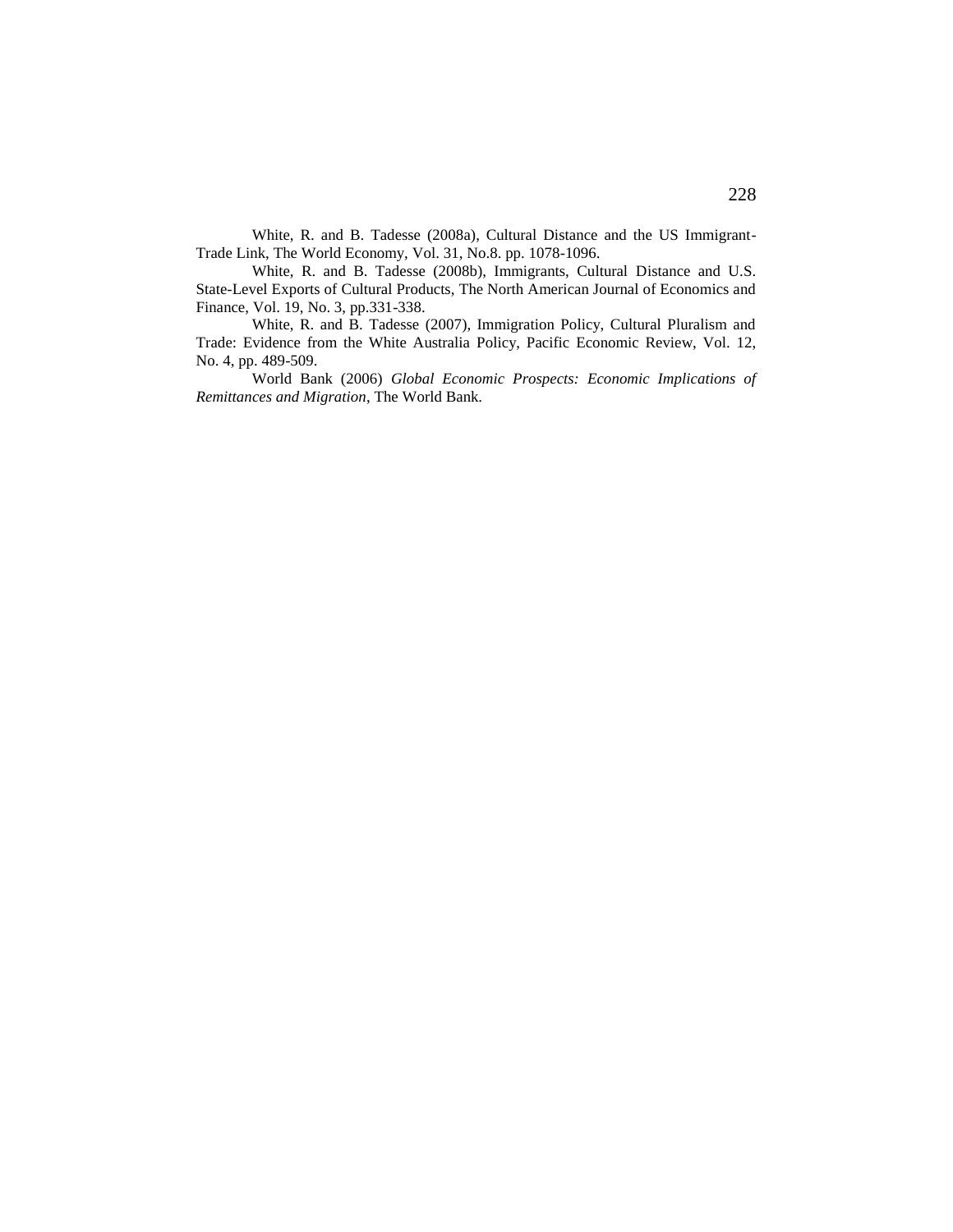White, R. and B. Tadesse (2008a), Cultural Distance and the US Immigrant-Trade Link, The World Economy, Vol. 31, No.8. pp. 1078-1096.

White, R. and B. Tadesse (2008b), Immigrants, Cultural Distance and U.S. State-Level Exports of Cultural Products, The North American Journal of Economics and Finance, Vol. 19, No. 3, pp.331-338.

White, R. and B. Tadesse (2007), Immigration Policy, Cultural Pluralism and Trade: Evidence from the White Australia Policy, Pacific Economic Review, Vol. 12, No. 4, pp. 489-509.

World Bank (2006) *Global Economic Prospects: Economic Implications of Remittances and Migration*, The World Bank.